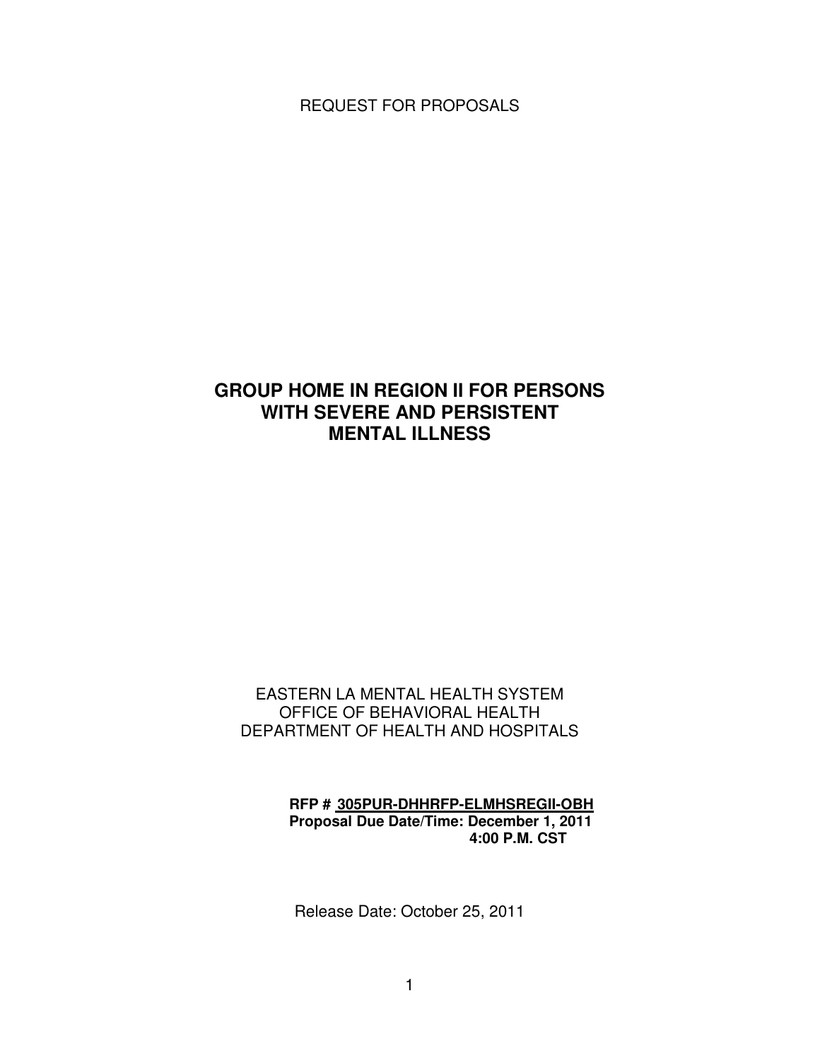REQUEST FOR PROPOSALS

# GROUP HOME IN REGION II FOR PERSONS WITH SEVERE AND PERSISTENT MENTAL ILLNESS

EASTERN LA MENTAL HEALTH SYSTEM
OFFICE OF BEHAVIORAL HEALTH
DEPARTMENT OF HEALTH AND HOSPITALS

**RFP # 305PUR-DHHRFP-ELMHSREGII-OBH**
**Proposal Due Date/Time: December 1, 2011**
**4:00 P.M. CST**

Release Date: October 25, 2011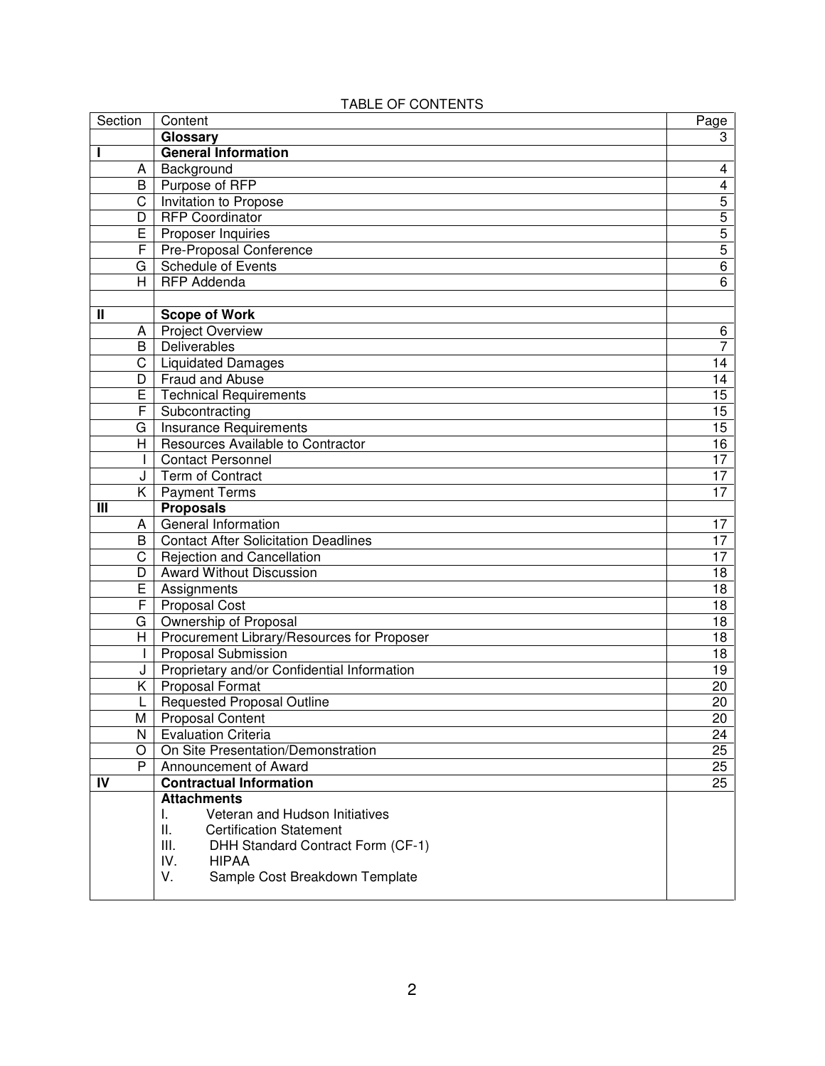TABLE OF CONTENTS

| Section | Content | Page |
|---|---|---|
| | **Glossary** | 3 |
| **I** | **General Information** | |
| A | Background | 4 |
| B | Purpose of RFP | 4 |
| C | Invitation to Propose | 5 |
| D | RFP Coordinator | 5 |
| E | Proposer Inquiries | 5 |
| F | Pre-Proposal Conference | 5 |
| G | Schedule of Events | 6 |
| H | RFP Addenda | 6 |
| | | |
| **II** | **Scope of Work** | |
| A | Project Overview | 6 |
| B | Deliverables | 7 |
| C | Liquidated Damages | 14 |
| D | Fraud and Abuse | 14 |
| E | Technical Requirements | 15 |
| F | Subcontracting | 15 |
| G | Insurance Requirements | 15 |
| H | Resources Available to Contractor | 16 |
| I | Contact Personnel | 17 |
| J | Term of Contract | 17 |
| K | Payment Terms | 17 |
| **III** | **Proposals** | |
| A | General Information | 17 |
| B | Contact After Solicitation Deadlines | 17 |
| C | Rejection and Cancellation | 17 |
| D | Award Without Discussion | 18 |
| E | Assignments | 18 |
| F | Proposal Cost | 18 |
| G | Ownership of Proposal | 18 |
| H | Procurement Library/Resources for Proposer | 18 |
| I | Proposal Submission | 18 |
| J | Proprietary and/or Confidential Information | 19 |
| K | Proposal Format | 20 |
| L | Requested Proposal Outline | 20 |
| M | Proposal Content | 20 |
| N | Evaluation Criteria | 24 |
| O | On Site Presentation/Demonstration | 25 |
| P | Announcement of Award | 25 |
| **IV** | **Contractual Information** | 25 |
| | **Attachments**<br>I. Veteran and Hudson Initiatives<br>II. Certification Statement<br>III. DHH Standard Contract Form (CF-1)<br>IV. HIPAA<br>V. Sample Cost Breakdown Template | |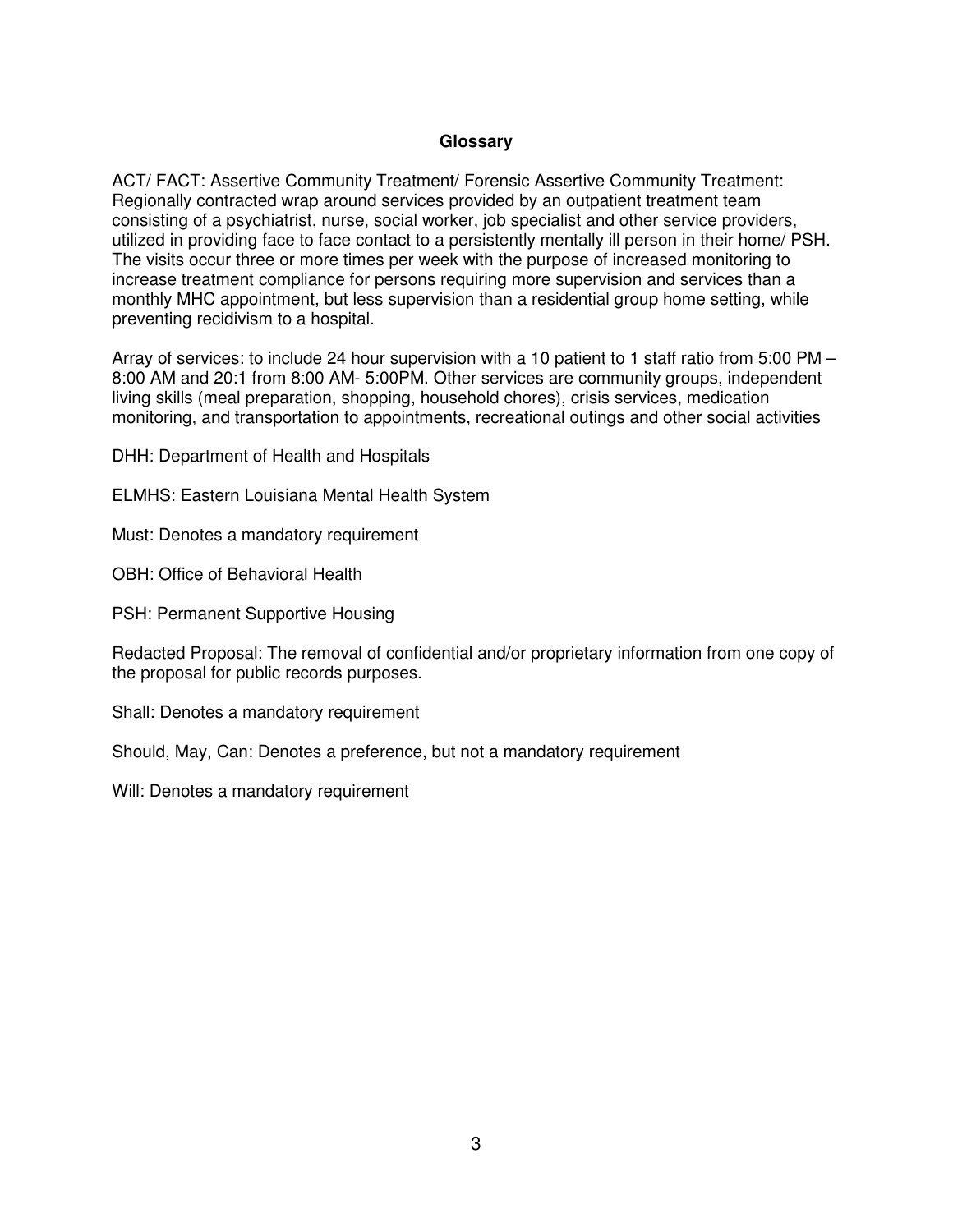## Glossary

ACT/ FACT: Assertive Community Treatment/ Forensic Assertive Community Treatment: Regionally contracted wrap around services provided by an outpatient treatment team consisting of a psychiatrist, nurse, social worker, job specialist and other service providers, utilized in providing face to face contact to a persistently mentally ill person in their home/ PSH. The visits occur three or more times per week with the purpose of increased monitoring to increase treatment compliance for persons requiring more supervision and services than a monthly MHC appointment, but less supervision than a residential group home setting, while preventing recidivism to a hospital.

Array of services: to include 24 hour supervision with a 10 patient to 1 staff ratio from 5:00 PM – 8:00 AM and 20:1 from 8:00 AM- 5:00PM. Other services are community groups, independent living skills (meal preparation, shopping, household chores), crisis services, medication monitoring, and transportation to appointments, recreational outings and other social activities

DHH: Department of Health and Hospitals

ELMHS: Eastern Louisiana Mental Health System

Must: Denotes a mandatory requirement

OBH: Office of Behavioral Health

PSH: Permanent Supportive Housing

Redacted Proposal: The removal of confidential and/or proprietary information from one copy of the proposal for public records purposes.

Shall: Denotes a mandatory requirement

Should, May, Can: Denotes a preference, but not a mandatory requirement

Will: Denotes a mandatory requirement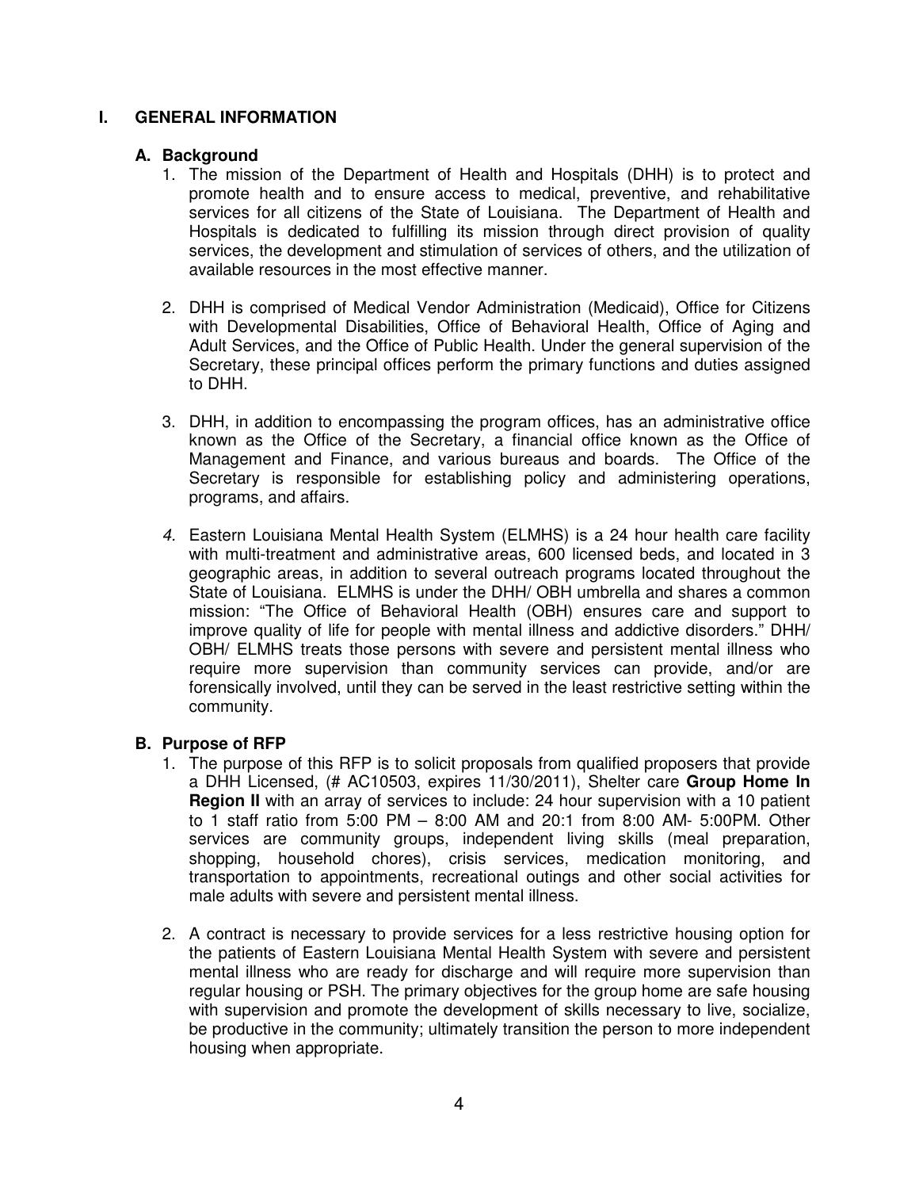# I. GENERAL INFORMATION

## A. Background

1. The mission of the Department of Health and Hospitals (DHH) is to protect and promote health and to ensure access to medical, preventive, and rehabilitative services for all citizens of the State of Louisiana. The Department of Health and Hospitals is dedicated to fulfilling its mission through direct provision of quality services, the development and stimulation of services of others, and the utilization of available resources in the most effective manner.

2. DHH is comprised of Medical Vendor Administration (Medicaid), Office for Citizens with Developmental Disabilities, Office of Behavioral Health, Office of Aging and Adult Services, and the Office of Public Health. Under the general supervision of the Secretary, these principal offices perform the primary functions and duties assigned to DHH.

3. DHH, in addition to encompassing the program offices, has an administrative office known as the Office of the Secretary, a financial office known as the Office of Management and Finance, and various bureaus and boards. The Office of the Secretary is responsible for establishing policy and administering operations, programs, and affairs.

4. Eastern Louisiana Mental Health System (ELMHS) is a 24 hour health care facility with multi-treatment and administrative areas, 600 licensed beds, and located in 3 geographic areas, in addition to several outreach programs located throughout the State of Louisiana. ELMHS is under the DHH/ OBH umbrella and shares a common mission: "The Office of Behavioral Health (OBH) ensures care and support to improve quality of life for people with mental illness and addictive disorders." DHH/ OBH/ ELMHS treats those persons with severe and persistent mental illness who require more supervision than community services can provide, and/or are forensically involved, until they can be served in the least restrictive setting within the community.

## B. Purpose of RFP

1. The purpose of this RFP is to solicit proposals from qualified proposers that provide a DHH Licensed, (# AC10503, expires 11/30/2011), Shelter care **Group Home In Region II** with an array of services to include: 24 hour supervision with a 10 patient to 1 staff ratio from 5:00 PM – 8:00 AM and 20:1 from 8:00 AM- 5:00PM. Other services are community groups, independent living skills (meal preparation, shopping, household chores), crisis services, medication monitoring, and transportation to appointments, recreational outings and other social activities for male adults with severe and persistent mental illness.

2. A contract is necessary to provide services for a less restrictive housing option for the patients of Eastern Louisiana Mental Health System with severe and persistent mental illness who are ready for discharge and will require more supervision than regular housing or PSH. The primary objectives for the group home are safe housing with supervision and promote the development of skills necessary to live, socialize, be productive in the community; ultimately transition the person to more independent housing when appropriate.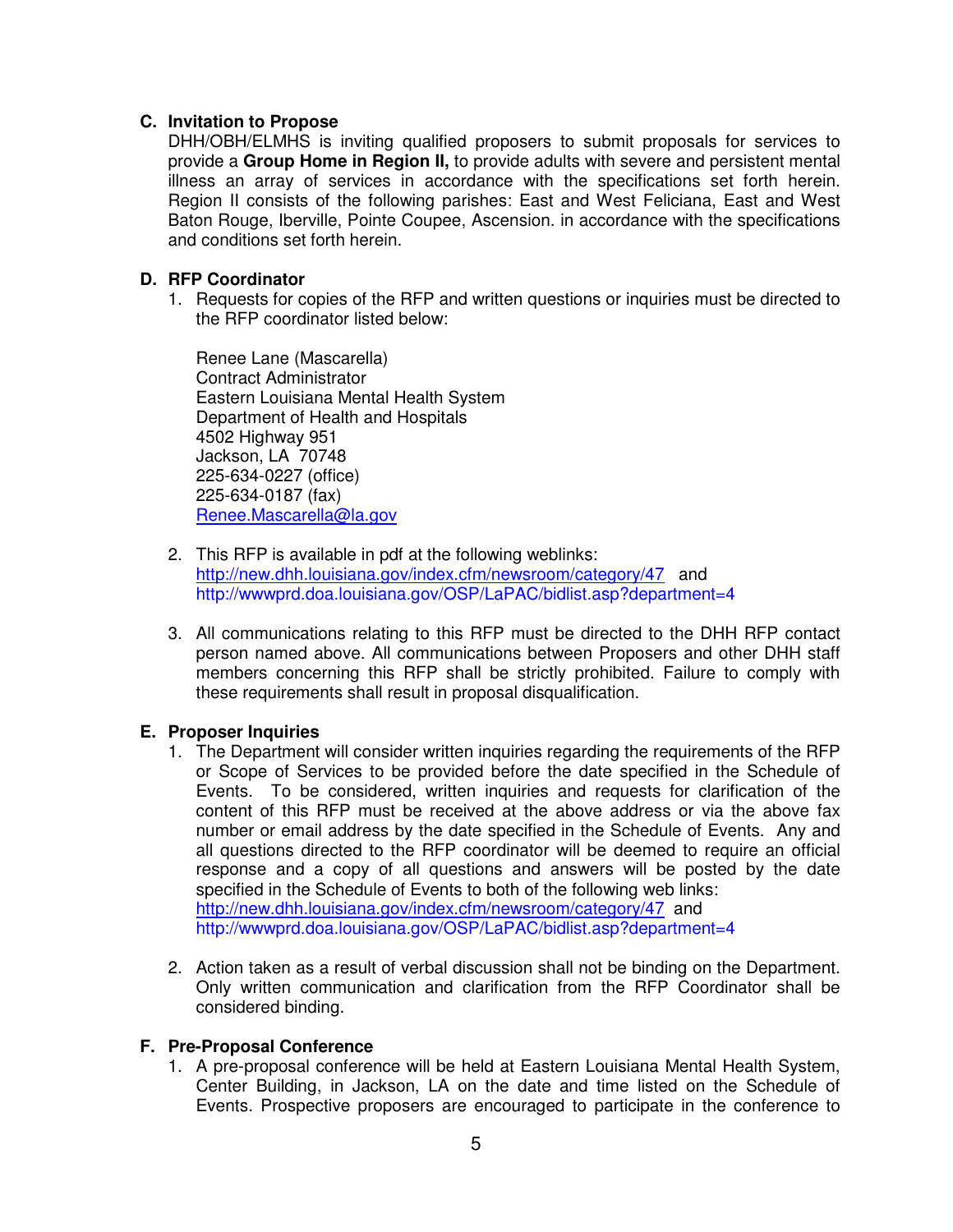### C. Invitation to Propose

DHH/OBH/ELMHS is inviting qualified proposers to submit proposals for services to provide a **Group Home in Region II,** to provide adults with severe and persistent mental illness an array of services in accordance with the specifications set forth herein. Region II consists of the following parishes: East and West Feliciana, East and West Baton Rouge, Iberville, Pointe Coupee, Ascension. in accordance with the specifications and conditions set forth herein.

### D. RFP Coordinator

1. Requests for copies of the RFP and written questions or inquiries must be directed to the RFP coordinator listed below:

   Renee Lane (Mascarella)
   Contract Administrator
   Eastern Louisiana Mental Health System
   Department of Health and Hospitals
   4502 Highway 951
   Jackson, LA 70748
   225-634-0227 (office)
   225-634-0187 (fax)
   Renee.Mascarella@la.gov

2. This RFP is available in pdf at the following weblinks:
   http://new.dhh.louisiana.gov/index.cfm/newsroom/category/47 and
   http://wwwprd.doa.louisiana.gov/OSP/LaPAC/bidlist.asp?department=4

3. All communications relating to this RFP must be directed to the DHH RFP contact person named above. All communications between Proposers and other DHH staff members concerning this RFP shall be strictly prohibited. Failure to comply with these requirements shall result in proposal disqualification.

### E. Proposer Inquiries

1. The Department will consider written inquiries regarding the requirements of the RFP or Scope of Services to be provided before the date specified in the Schedule of Events. To be considered, written inquiries and requests for clarification of the content of this RFP must be received at the above address or via the above fax number or email address by the date specified in the Schedule of Events. Any and all questions directed to the RFP coordinator will be deemed to require an official response and a copy of all questions and answers will be posted by the date specified in the Schedule of Events to both of the following web links:
   http://new.dhh.louisiana.gov/index.cfm/newsroom/category/47 and
   http://wwwprd.doa.louisiana.gov/OSP/LaPAC/bidlist.asp?department=4

2. Action taken as a result of verbal discussion shall not be binding on the Department. Only written communication and clarification from the RFP Coordinator shall be considered binding.

### F. Pre-Proposal Conference

1. A pre-proposal conference will be held at Eastern Louisiana Mental Health System, Center Building, in Jackson, LA on the date and time listed on the Schedule of Events. Prospective proposers are encouraged to participate in the conference to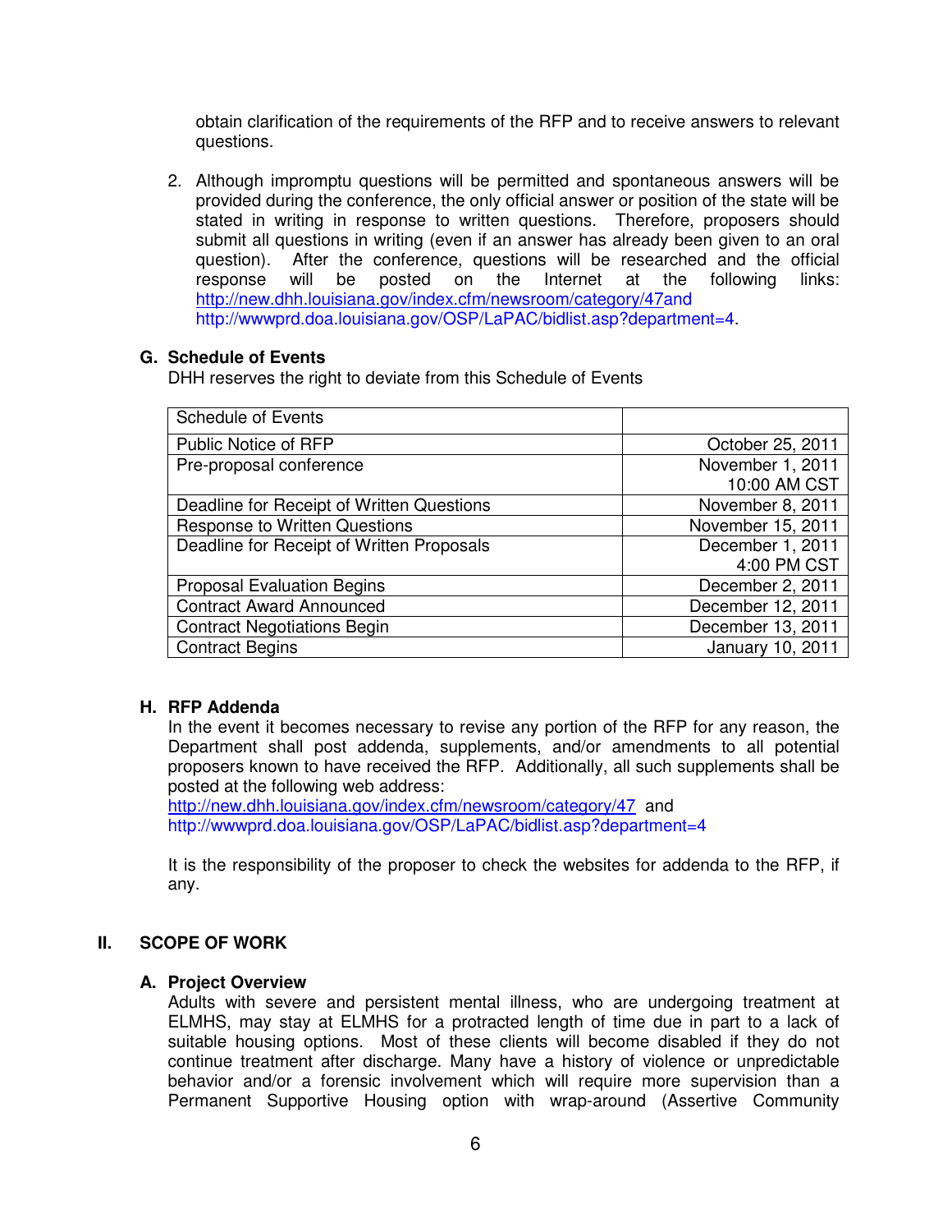obtain clarification of the requirements of the RFP and to receive answers to relevant questions.

2. Although impromptu questions will be permitted and spontaneous answers will be provided during the conference, the only official answer or position of the state will be stated in writing in response to written questions. Therefore, proposers should submit all questions in writing (even if an answer has already been given to an oral question). After the conference, questions will be researched and the official response will be posted on the Internet at the following links: http://new.dhh.louisiana.gov/index.cfm/newsroom/category/47and http://wwwprd.doa.louisiana.gov/OSP/LaPAC/bidlist.asp?department=4.

### G. Schedule of Events

DHH reserves the right to deviate from this Schedule of Events

| Schedule of Events | |
|---|---|
| Public Notice of RFP | October 25, 2011 |
| Pre-proposal conference | November 1, 2011 10:00 AM CST |
| Deadline for Receipt of Written Questions | November 8, 2011 |
| Response to Written Questions | November 15, 2011 |
| Deadline for Receipt of Written Proposals | December 1, 2011 4:00 PM CST |
| Proposal Evaluation Begins | December 2, 2011 |
| Contract Award Announced | December 12, 2011 |
| Contract Negotiations Begin | December 13, 2011 |
| Contract Begins | January 10, 2011 |

### H. RFP Addenda

In the event it becomes necessary to revise any portion of the RFP for any reason, the Department shall post addenda, supplements, and/or amendments to all potential proposers known to have received the RFP. Additionally, all such supplements shall be posted at the following web address:
http://new.dhh.louisiana.gov/index.cfm/newsroom/category/47 and
http://wwwprd.doa.louisiana.gov/OSP/LaPAC/bidlist.asp?department=4

It is the responsibility of the proposer to check the websites for addenda to the RFP, if any.

## II. SCOPE OF WORK

### A. Project Overview

Adults with severe and persistent mental illness, who are undergoing treatment at ELMHS, may stay at ELMHS for a protracted length of time due in part to a lack of suitable housing options. Most of these clients will become disabled if they do not continue treatment after discharge. Many have a history of violence or unpredictable behavior and/or a forensic involvement which will require more supervision than a Permanent Supportive Housing option with wrap-around (Assertive Community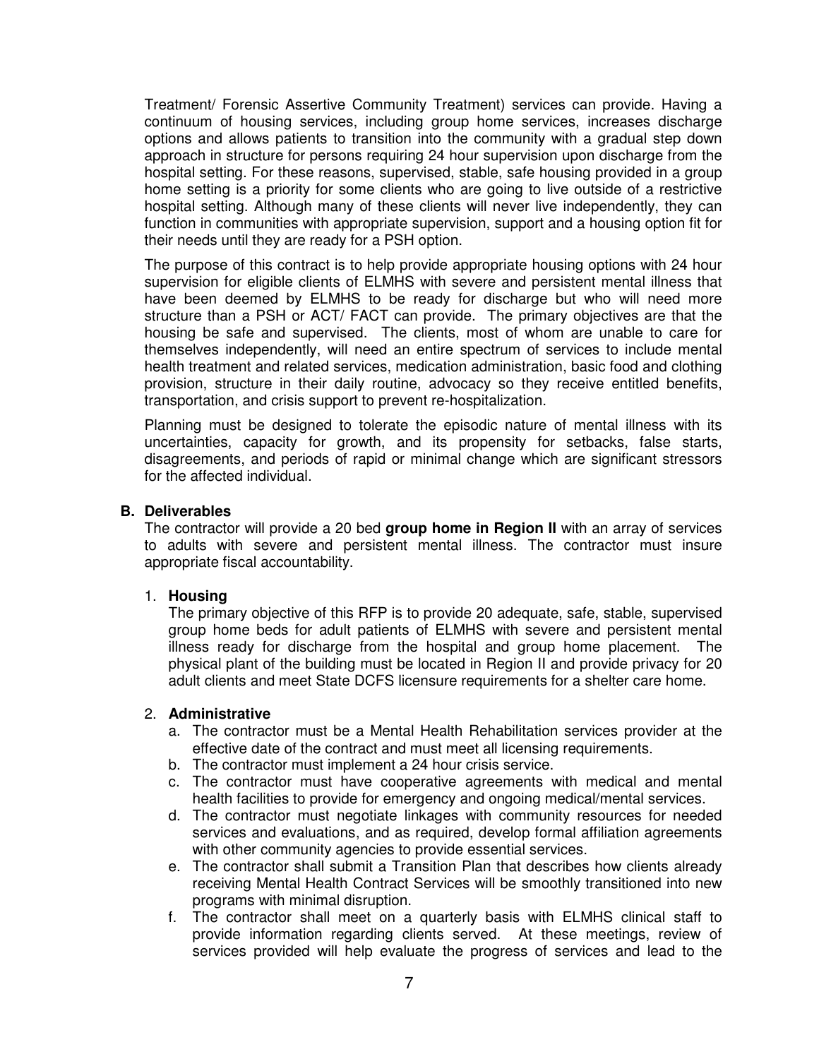Treatment/ Forensic Assertive Community Treatment) services can provide. Having a continuum of housing services, including group home services, increases discharge options and allows patients to transition into the community with a gradual step down approach in structure for persons requiring 24 hour supervision upon discharge from the hospital setting. For these reasons, supervised, stable, safe housing provided in a group home setting is a priority for some clients who are going to live outside of a restrictive hospital setting. Although many of these clients will never live independently, they can function in communities with appropriate supervision, support and a housing option fit for their needs until they are ready for a PSH option.

The purpose of this contract is to help provide appropriate housing options with 24 hour supervision for eligible clients of ELMHS with severe and persistent mental illness that have been deemed by ELMHS to be ready for discharge but who will need more structure than a PSH or ACT/ FACT can provide. The primary objectives are that the housing be safe and supervised. The clients, most of whom are unable to care for themselves independently, will need an entire spectrum of services to include mental health treatment and related services, medication administration, basic food and clothing provision, structure in their daily routine, advocacy so they receive entitled benefits, transportation, and crisis support to prevent re-hospitalization.

Planning must be designed to tolerate the episodic nature of mental illness with its uncertainties, capacity for growth, and its propensity for setbacks, false starts, disagreements, and periods of rapid or minimal change which are significant stressors for the affected individual.

### B. Deliverables

The contractor will provide a 20 bed **group home in Region II** with an array of services to adults with severe and persistent mental illness. The contractor must insure appropriate fiscal accountability.

1. **Housing**

   The primary objective of this RFP is to provide 20 adequate, safe, stable, supervised group home beds for adult patients of ELMHS with severe and persistent mental illness ready for discharge from the hospital and group home placement. The physical plant of the building must be located in Region II and provide privacy for 20 adult clients and meet State DCFS licensure requirements for a shelter care home.

2. **Administrative**

   a. The contractor must be a Mental Health Rehabilitation services provider at the effective date of the contract and must meet all licensing requirements.
   b. The contractor must implement a 24 hour crisis service.
   c. The contractor must have cooperative agreements with medical and mental health facilities to provide for emergency and ongoing medical/mental services.
   d. The contractor must negotiate linkages with community resources for needed services and evaluations, and as required, develop formal affiliation agreements with other community agencies to provide essential services.
   e. The contractor shall submit a Transition Plan that describes how clients already receiving Mental Health Contract Services will be smoothly transitioned into new programs with minimal disruption.
   f. The contractor shall meet on a quarterly basis with ELMHS clinical staff to provide information regarding clients served. At these meetings, review of services provided will help evaluate the progress of services and lead to the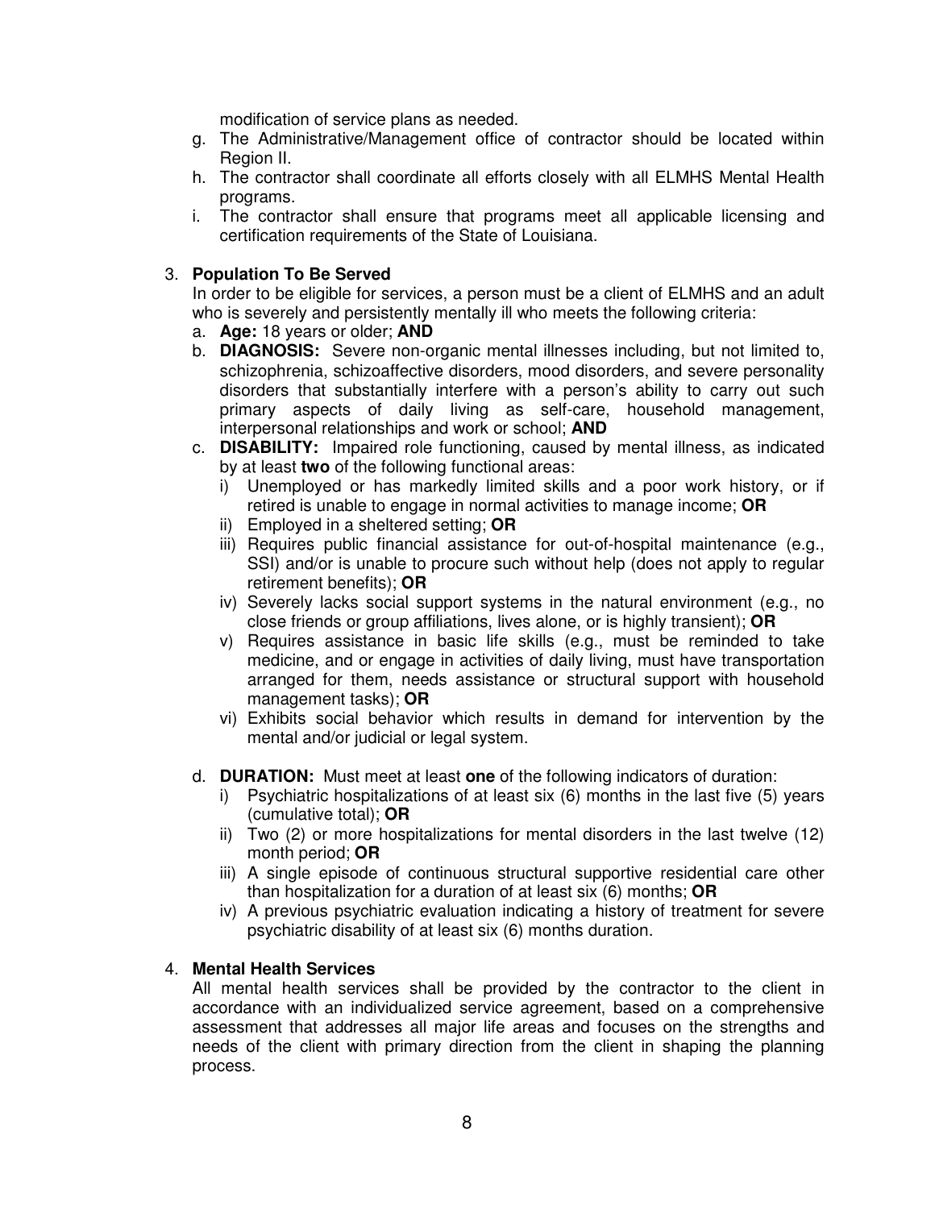modification of service plans as needed.

g. The Administrative/Management office of contractor should be located within Region II.
h. The contractor shall coordinate all efforts closely with all ELMHS Mental Health programs.
i. The contractor shall ensure that programs meet all applicable licensing and certification requirements of the State of Louisiana.

3. **Population To Be Served**

In order to be eligible for services, a person must be a client of ELMHS and an adult who is severely and persistently mentally ill who meets the following criteria:

a. **Age:** 18 years or older; **AND**
b. **DIAGNOSIS:** Severe non-organic mental illnesses including, but not limited to, schizophrenia, schizoaffective disorders, mood disorders, and severe personality disorders that substantially interfere with a person's ability to carry out such primary aspects of daily living as self-care, household management, interpersonal relationships and work or school; **AND**
c. **DISABILITY:** Impaired role functioning, caused by mental illness, as indicated by at least **two** of the following functional areas:
   i) Unemployed or has markedly limited skills and a poor work history, or if retired is unable to engage in normal activities to manage income; **OR**
   ii) Employed in a sheltered setting; **OR**
   iii) Requires public financial assistance for out-of-hospital maintenance (e.g., SSI) and/or is unable to procure such without help (does not apply to regular retirement benefits); **OR**
   iv) Severely lacks social support systems in the natural environment (e.g., no close friends or group affiliations, lives alone, or is highly transient); **OR**
   v) Requires assistance in basic life skills (e.g., must be reminded to take medicine, and or engage in activities of daily living, must have transportation arranged for them, needs assistance or structural support with household management tasks); **OR**
   vi) Exhibits social behavior which results in demand for intervention by the mental and/or judicial or legal system.

d. **DURATION:** Must meet at least **one** of the following indicators of duration:
   i) Psychiatric hospitalizations of at least six (6) months in the last five (5) years (cumulative total); **OR**
   ii) Two (2) or more hospitalizations for mental disorders in the last twelve (12) month period; **OR**
   iii) A single episode of continuous structural supportive residential care other than hospitalization for a duration of at least six (6) months; **OR**
   iv) A previous psychiatric evaluation indicating a history of treatment for severe psychiatric disability of at least six (6) months duration.

4. **Mental Health Services**

All mental health services shall be provided by the contractor to the client in accordance with an individualized service agreement, based on a comprehensive assessment that addresses all major life areas and focuses on the strengths and needs of the client with primary direction from the client in shaping the planning process.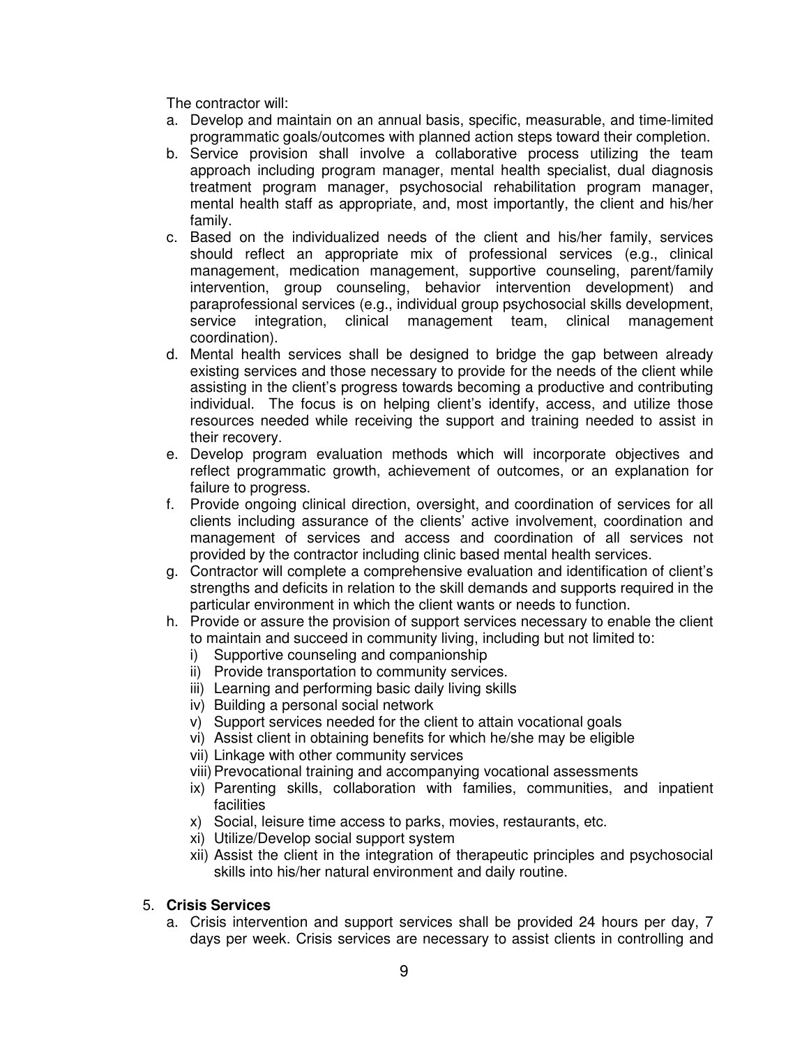The contractor will:

a. Develop and maintain on an annual basis, specific, measurable, and time-limited programmatic goals/outcomes with planned action steps toward their completion.
b. Service provision shall involve a collaborative process utilizing the team approach including program manager, mental health specialist, dual diagnosis treatment program manager, psychosocial rehabilitation program manager, mental health staff as appropriate, and, most importantly, the client and his/her family.
c. Based on the individualized needs of the client and his/her family, services should reflect an appropriate mix of professional services (e.g., clinical management, medication management, supportive counseling, parent/family intervention, group counseling, behavior intervention development) and paraprofessional services (e.g., individual group psychosocial skills development, service integration, clinical management team, clinical management coordination).
d. Mental health services shall be designed to bridge the gap between already existing services and those necessary to provide for the needs of the client while assisting in the client's progress towards becoming a productive and contributing individual. The focus is on helping client's identify, access, and utilize those resources needed while receiving the support and training needed to assist in their recovery.
e. Develop program evaluation methods which will incorporate objectives and reflect programmatic growth, achievement of outcomes, or an explanation for failure to progress.
f. Provide ongoing clinical direction, oversight, and coordination of services for all clients including assurance of the clients' active involvement, coordination and management of services and access and coordination of all services not provided by the contractor including clinic based mental health services.
g. Contractor will complete a comprehensive evaluation and identification of client's strengths and deficits in relation to the skill demands and supports required in the particular environment in which the client wants or needs to function.
h. Provide or assure the provision of support services necessary to enable the client to maintain and succeed in community living, including but not limited to:
   i) Supportive counseling and companionship
   ii) Provide transportation to community services.
   iii) Learning and performing basic daily living skills
   iv) Building a personal social network
   v) Support services needed for the client to attain vocational goals
   vi) Assist client in obtaining benefits for which he/she may be eligible
   vii) Linkage with other community services
   viii) Prevocational training and accompanying vocational assessments
   ix) Parenting skills, collaboration with families, communities, and inpatient facilities
   x) Social, leisure time access to parks, movies, restaurants, etc.
   xi) Utilize/Develop social support system
   xii) Assist the client in the integration of therapeutic principles and psychosocial skills into his/her natural environment and daily routine.

5. **Crisis Services**
   a. Crisis intervention and support services shall be provided 24 hours per day, 7 days per week. Crisis services are necessary to assist clients in controlling and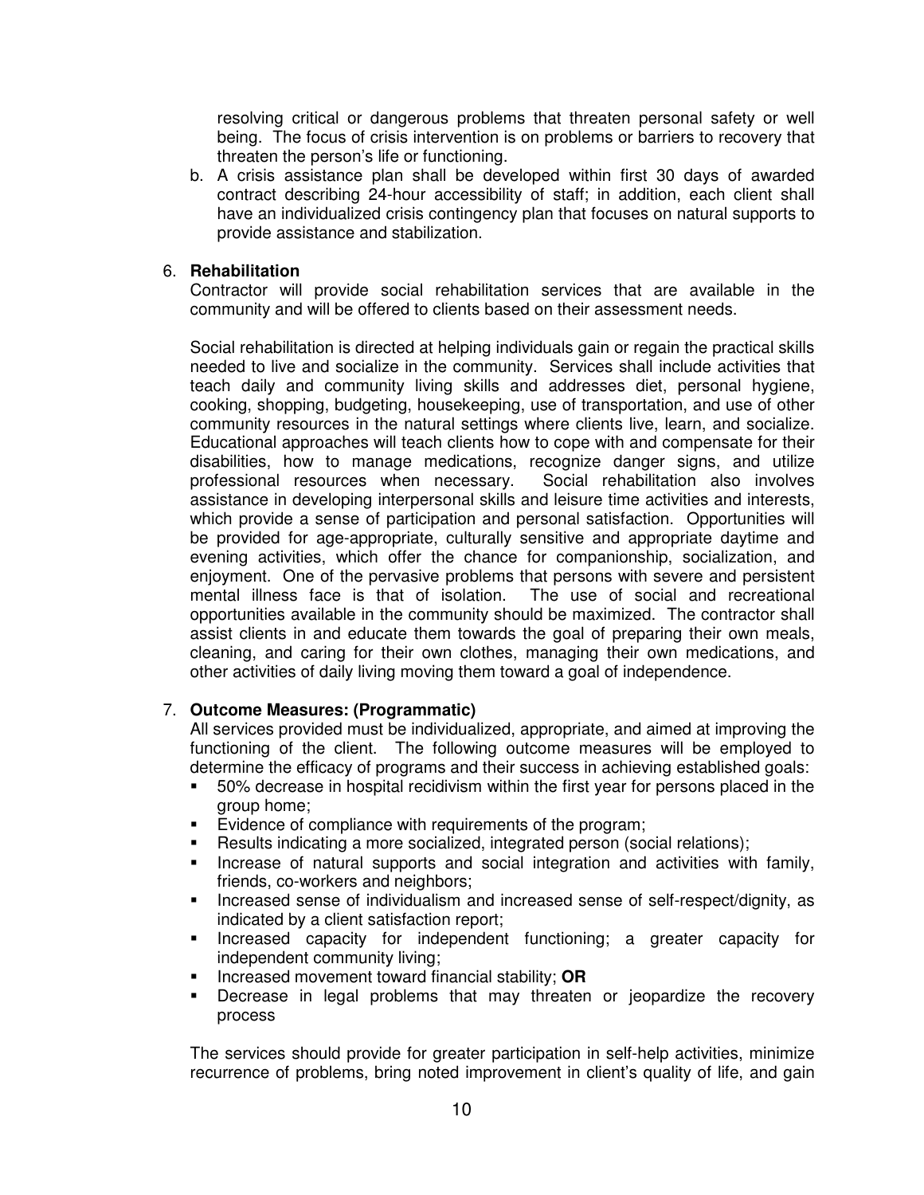resolving critical or dangerous problems that threaten personal safety or well being. The focus of crisis intervention is on problems or barriers to recovery that threaten the person's life or functioning.

b. A crisis assistance plan shall be developed within first 30 days of awarded contract describing 24-hour accessibility of staff; in addition, each client shall have an individualized crisis contingency plan that focuses on natural supports to provide assistance and stabilization.

6. **Rehabilitation**

Contractor will provide social rehabilitation services that are available in the community and will be offered to clients based on their assessment needs.

Social rehabilitation is directed at helping individuals gain or regain the practical skills needed to live and socialize in the community. Services shall include activities that teach daily and community living skills and addresses diet, personal hygiene, cooking, shopping, budgeting, housekeeping, use of transportation, and use of other community resources in the natural settings where clients live, learn, and socialize. Educational approaches will teach clients how to cope with and compensate for their disabilities, how to manage medications, recognize danger signs, and utilize professional resources when necessary. Social rehabilitation also involves assistance in developing interpersonal skills and leisure time activities and interests, which provide a sense of participation and personal satisfaction. Opportunities will be provided for age-appropriate, culturally sensitive and appropriate daytime and evening activities, which offer the chance for companionship, socialization, and enjoyment. One of the pervasive problems that persons with severe and persistent mental illness face is that of isolation. The use of social and recreational opportunities available in the community should be maximized. The contractor shall assist clients in and educate them towards the goal of preparing their own meals, cleaning, and caring for their own clothes, managing their own medications, and other activities of daily living moving them toward a goal of independence.

7. **Outcome Measures: (Programmatic)**

All services provided must be individualized, appropriate, and aimed at improving the functioning of the client. The following outcome measures will be employed to determine the efficacy of programs and their success in achieving established goals:

- 50% decrease in hospital recidivism within the first year for persons placed in the group home;
- Evidence of compliance with requirements of the program;
- Results indicating a more socialized, integrated person (social relations);
- Increase of natural supports and social integration and activities with family, friends, co-workers and neighbors;
- Increased sense of individualism and increased sense of self-respect/dignity, as indicated by a client satisfaction report;
- Increased capacity for independent functioning; a greater capacity for independent community living;
- Increased movement toward financial stability; **OR**
- Decrease in legal problems that may threaten or jeopardize the recovery process

The services should provide for greater participation in self-help activities, minimize recurrence of problems, bring noted improvement in client's quality of life, and gain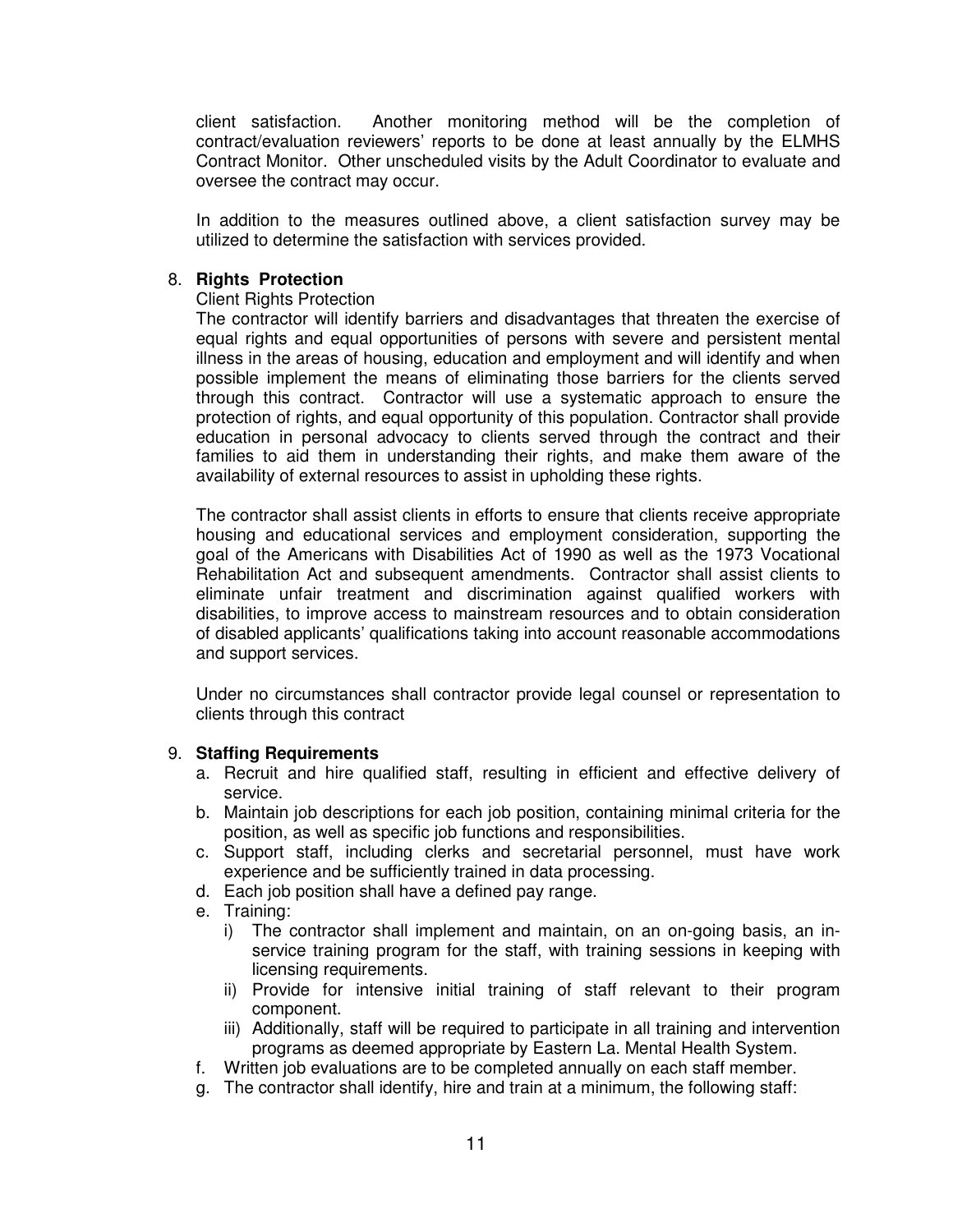client satisfaction. Another monitoring method will be the completion of contract/evaluation reviewers' reports to be done at least annually by the ELMHS Contract Monitor. Other unscheduled visits by the Adult Coordinator to evaluate and oversee the contract may occur.

In addition to the measures outlined above, a client satisfaction survey may be utilized to determine the satisfaction with services provided.

8. **Rights Protection**

   Client Rights Protection

   The contractor will identify barriers and disadvantages that threaten the exercise of equal rights and equal opportunities of persons with severe and persistent mental illness in the areas of housing, education and employment and will identify and when possible implement the means of eliminating those barriers for the clients served through this contract. Contractor will use a systematic approach to ensure the protection of rights, and equal opportunity of this population. Contractor shall provide education in personal advocacy to clients served through the contract and their families to aid them in understanding their rights, and make them aware of the availability of external resources to assist in upholding these rights.

   The contractor shall assist clients in efforts to ensure that clients receive appropriate housing and educational services and employment consideration, supporting the goal of the Americans with Disabilities Act of 1990 as well as the 1973 Vocational Rehabilitation Act and subsequent amendments. Contractor shall assist clients to eliminate unfair treatment and discrimination against qualified workers with disabilities, to improve access to mainstream resources and to obtain consideration of disabled applicants' qualifications taking into account reasonable accommodations and support services.

   Under no circumstances shall contractor provide legal counsel or representation to clients through this contract

9. **Staffing Requirements**
   a. Recruit and hire qualified staff, resulting in efficient and effective delivery of service.
   b. Maintain job descriptions for each job position, containing minimal criteria for the position, as well as specific job functions and responsibilities.
   c. Support staff, including clerks and secretarial personnel, must have work experience and be sufficiently trained in data processing.
   d. Each job position shall have a defined pay range.
   e. Training:
      i) The contractor shall implement and maintain, on an on-going basis, an in-service training program for the staff, with training sessions in keeping with licensing requirements.
      ii) Provide for intensive initial training of staff relevant to their program component.
      iii) Additionally, staff will be required to participate in all training and intervention programs as deemed appropriate by Eastern La. Mental Health System.
   f. Written job evaluations are to be completed annually on each staff member.
   g. The contractor shall identify, hire and train at a minimum, the following staff: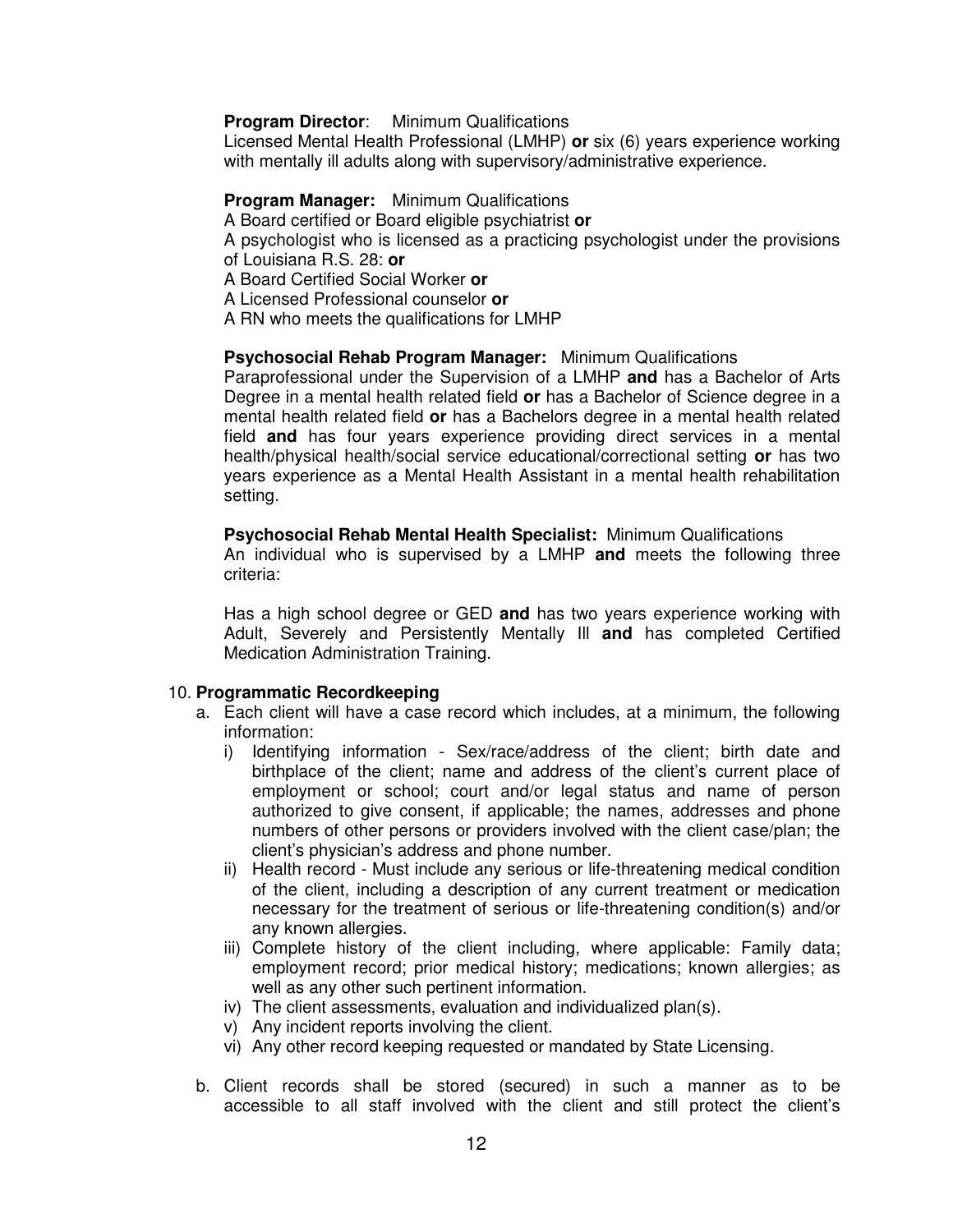**Program Director**: Minimum Qualifications
Licensed Mental Health Professional (LMHP) **or** six (6) years experience working with mentally ill adults along with supervisory/administrative experience.

**Program Manager:** Minimum Qualifications
A Board certified or Board eligible psychiatrist **or**
A psychologist who is licensed as a practicing psychologist under the provisions of Louisiana R.S. 28: **or**
A Board Certified Social Worker **or**
A Licensed Professional counselor **or**
A RN who meets the qualifications for LMHP

**Psychosocial Rehab Program Manager:** Minimum Qualifications
Paraprofessional under the Supervision of a LMHP **and** has a Bachelor of Arts Degree in a mental health related field **or** has a Bachelor of Science degree in a mental health related field **or** has a Bachelors degree in a mental health related field **and** has four years experience providing direct services in a mental health/physical health/social service educational/correctional setting **or** has two years experience as a Mental Health Assistant in a mental health rehabilitation setting.

**Psychosocial Rehab Mental Health Specialist:** Minimum Qualifications
An individual who is supervised by a LMHP **and** meets the following three criteria:

Has a high school degree or GED **and** has two years experience working with Adult, Severely and Persistently Mentally Ill **and** has completed Certified Medication Administration Training.

10. **Programmatic Recordkeeping**
    a. Each client will have a case record which includes, at a minimum, the following information:
        i) Identifying information - Sex/race/address of the client; birth date and birthplace of the client; name and address of the client's current place of employment or school; court and/or legal status and name of person authorized to give consent, if applicable; the names, addresses and phone numbers of other persons or providers involved with the client case/plan; the client's physician's address and phone number.
        ii) Health record - Must include any serious or life-threatening medical condition of the client, including a description of any current treatment or medication necessary for the treatment of serious or life-threatening condition(s) and/or any known allergies.
        iii) Complete history of the client including, where applicable: Family data; employment record; prior medical history; medications; known allergies; as well as any other such pertinent information.
        iv) The client assessments, evaluation and individualized plan(s).
        v) Any incident reports involving the client.
        vi) Any other record keeping requested or mandated by State Licensing.

    b. Client records shall be stored (secured) in such a manner as to be accessible to all staff involved with the client and still protect the client's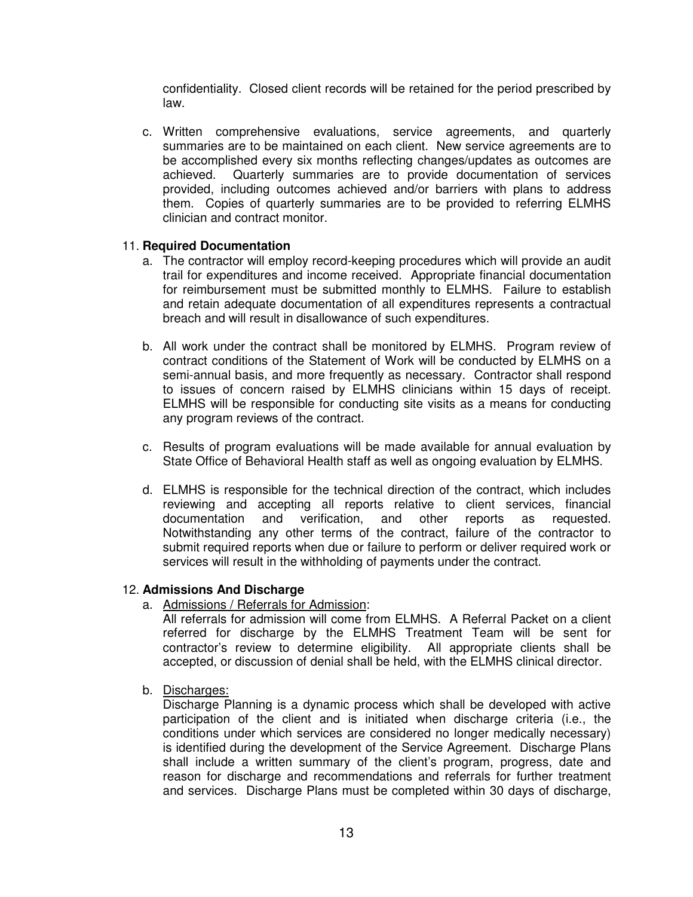confidentiality. Closed client records will be retained for the period prescribed by law.

c. Written comprehensive evaluations, service agreements, and quarterly summaries are to be maintained on each client. New service agreements are to be accomplished every six months reflecting changes/updates as outcomes are achieved. Quarterly summaries are to provide documentation of services provided, including outcomes achieved and/or barriers with plans to address them. Copies of quarterly summaries are to be provided to referring ELMHS clinician and contract monitor.

11. **Required Documentation**

a. The contractor will employ record-keeping procedures which will provide an audit trail for expenditures and income received. Appropriate financial documentation for reimbursement must be submitted monthly to ELMHS. Failure to establish and retain adequate documentation of all expenditures represents a contractual breach and will result in disallowance of such expenditures.

b. All work under the contract shall be monitored by ELMHS. Program review of contract conditions of the Statement of Work will be conducted by ELMHS on a semi-annual basis, and more frequently as necessary. Contractor shall respond to issues of concern raised by ELMHS clinicians within 15 days of receipt. ELMHS will be responsible for conducting site visits as a means for conducting any program reviews of the contract.

c. Results of program evaluations will be made available for annual evaluation by State Office of Behavioral Health staff as well as ongoing evaluation by ELMHS.

d. ELMHS is responsible for the technical direction of the contract, which includes reviewing and accepting all reports relative to client services, financial documentation and verification, and other reports as requested. Notwithstanding any other terms of the contract, failure of the contractor to submit required reports when due or failure to perform or deliver required work or services will result in the withholding of payments under the contract.

12. **Admissions And Discharge**

a. <u>Admissions / Referrals for Admission</u>:
All referrals for admission will come from ELMHS. A Referral Packet on a client referred for discharge by the ELMHS Treatment Team will be sent for contractor's review to determine eligibility. All appropriate clients shall be accepted, or discussion of denial shall be held, with the ELMHS clinical director.

b. <u>Discharges:</u>
Discharge Planning is a dynamic process which shall be developed with active participation of the client and is initiated when discharge criteria (i.e., the conditions under which services are considered no longer medically necessary) is identified during the development of the Service Agreement. Discharge Plans shall include a written summary of the client's program, progress, date and reason for discharge and recommendations and referrals for further treatment and services. Discharge Plans must be completed within 30 days of discharge,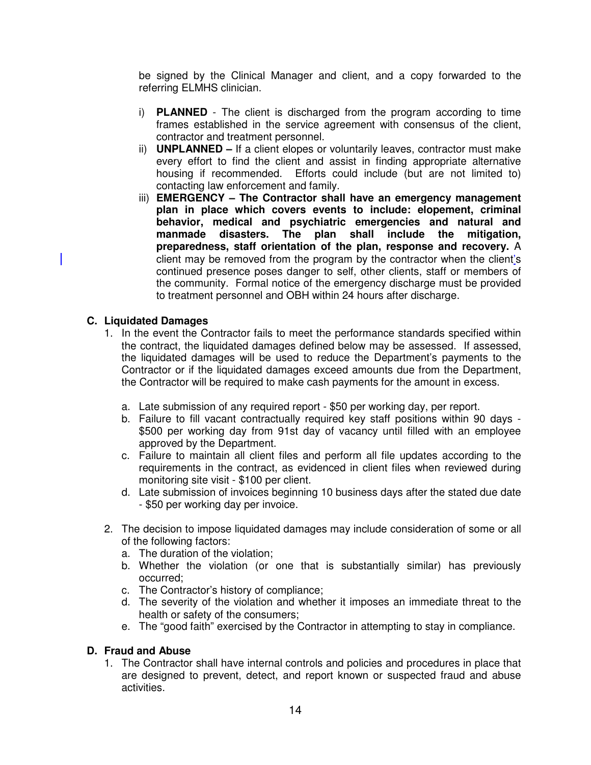be signed by the Clinical Manager and client, and a copy forwarded to the referring ELMHS clinician.

i) **PLANNED** - The client is discharged from the program according to time frames established in the service agreement with consensus of the client, contractor and treatment personnel.

ii) **UNPLANNED –** If a client elopes or voluntarily leaves, contractor must make every effort to find the client and assist in finding appropriate alternative housing if recommended. Efforts could include (but are not limited to) contacting law enforcement and family.

iii) **EMERGENCY – The Contractor shall have an emergency management plan in place which covers events to include: elopement, criminal behavior, medical and psychiatric emergencies and natural and manmade disasters. The plan shall include the mitigation, preparedness, staff orientation of the plan, response and recovery.** A client may be removed from the program by the contractor when the client's continued presence poses danger to self, other clients, staff or members of the community. Formal notice of the emergency discharge must be provided to treatment personnel and OBH within 24 hours after discharge.

## C. Liquidated Damages

1. In the event the Contractor fails to meet the performance standards specified within the contract, the liquidated damages defined below may be assessed. If assessed, the liquidated damages will be used to reduce the Department's payments to the Contractor or if the liquidated damages exceed amounts due from the Department, the Contractor will be required to make cash payments for the amount in excess.

   a. Late submission of any required report - $50 per working day, per report.
   b. Failure to fill vacant contractually required key staff positions within 90 days - $500 per working day from 91st day of vacancy until filled with an employee approved by the Department.
   c. Failure to maintain all client files and perform all file updates according to the requirements in the contract, as evidenced in client files when reviewed during monitoring site visit - $100 per client.
   d. Late submission of invoices beginning 10 business days after the stated due date - $50 per working day per invoice.

2. The decision to impose liquidated damages may include consideration of some or all of the following factors:
   a. The duration of the violation;
   b. Whether the violation (or one that is substantially similar) has previously occurred;
   c. The Contractor's history of compliance;
   d. The severity of the violation and whether it imposes an immediate threat to the health or safety of the consumers;
   e. The "good faith" exercised by the Contractor in attempting to stay in compliance.

## D. Fraud and Abuse

1. The Contractor shall have internal controls and policies and procedures in place that are designed to prevent, detect, and report known or suspected fraud and abuse activities.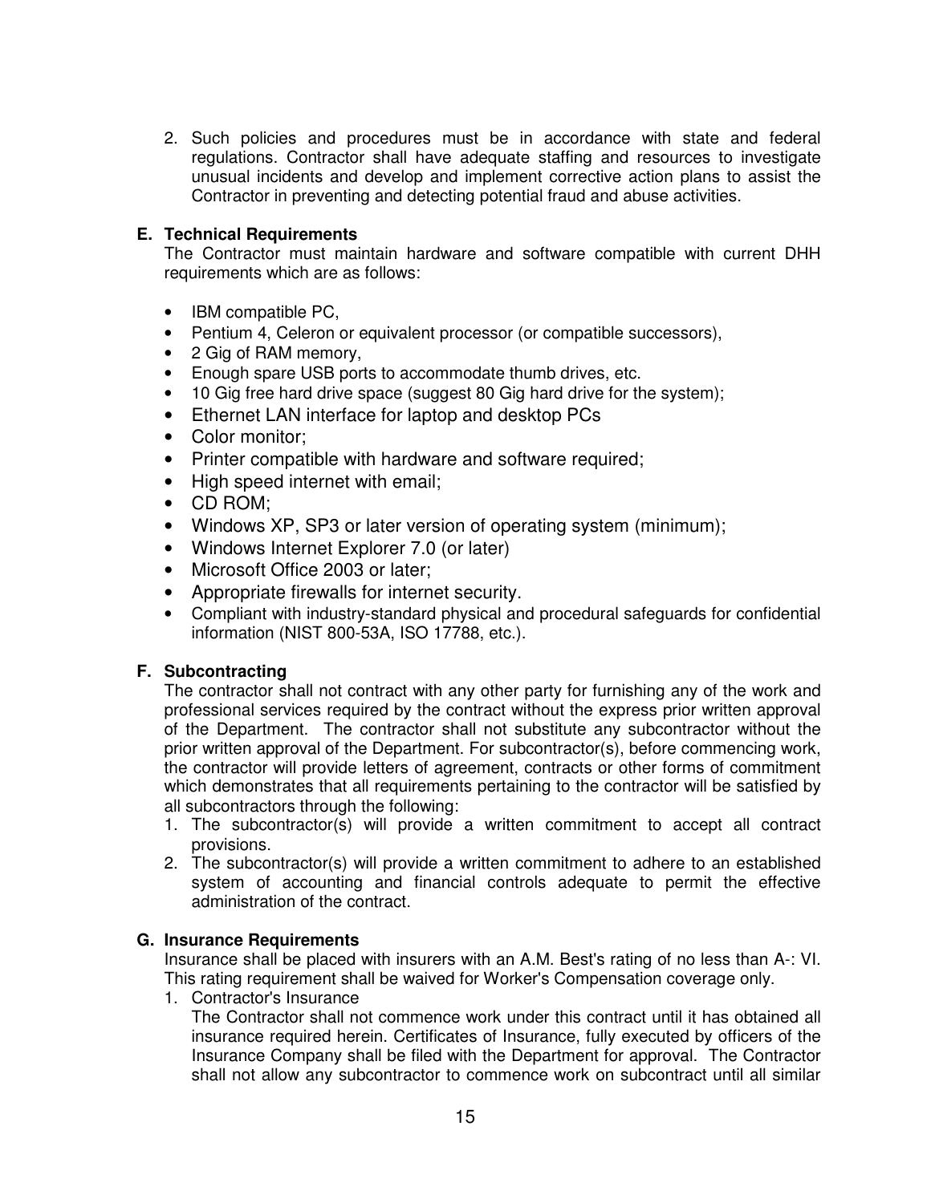2. Such policies and procedures must be in accordance with state and federal regulations. Contractor shall have adequate staffing and resources to investigate unusual incidents and develop and implement corrective action plans to assist the Contractor in preventing and detecting potential fraud and abuse activities.

### E. Technical Requirements

The Contractor must maintain hardware and software compatible with current DHH requirements which are as follows:

- IBM compatible PC,
- Pentium 4, Celeron or equivalent processor (or compatible successors),
- 2 Gig of RAM memory,
- Enough spare USB ports to accommodate thumb drives, etc.
- 10 Gig free hard drive space (suggest 80 Gig hard drive for the system);
- Ethernet LAN interface for laptop and desktop PCs
- Color monitor;
- Printer compatible with hardware and software required;
- High speed internet with email;
- CD ROM;
- Windows XP, SP3 or later version of operating system (minimum);
- Windows Internet Explorer 7.0 (or later)
- Microsoft Office 2003 or later;
- Appropriate firewalls for internet security.
- Compliant with industry-standard physical and procedural safeguards for confidential information (NIST 800-53A, ISO 17788, etc.).

### F. Subcontracting

The contractor shall not contract with any other party for furnishing any of the work and professional services required by the contract without the express prior written approval of the Department. The contractor shall not substitute any subcontractor without the prior written approval of the Department. For subcontractor(s), before commencing work, the contractor will provide letters of agreement, contracts or other forms of commitment which demonstrates that all requirements pertaining to the contractor will be satisfied by all subcontractors through the following:

1. The subcontractor(s) will provide a written commitment to accept all contract provisions.
2. The subcontractor(s) will provide a written commitment to adhere to an established system of accounting and financial controls adequate to permit the effective administration of the contract.

### G. Insurance Requirements

Insurance shall be placed with insurers with an A.M. Best's rating of no less than A-: VI. This rating requirement shall be waived for Worker's Compensation coverage only.

1. Contractor's Insurance

   The Contractor shall not commence work under this contract until it has obtained all insurance required herein. Certificates of Insurance, fully executed by officers of the Insurance Company shall be filed with the Department for approval. The Contractor shall not allow any subcontractor to commence work on subcontract until all similar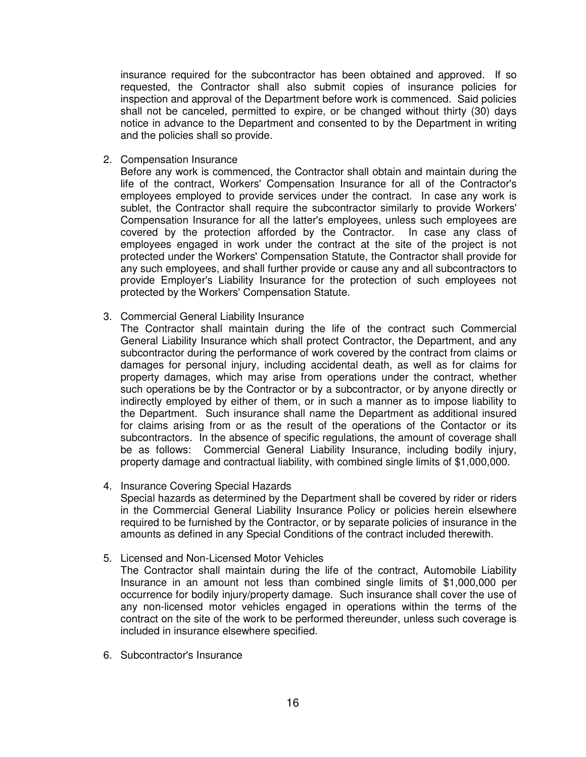insurance required for the subcontractor has been obtained and approved. If so requested, the Contractor shall also submit copies of insurance policies for inspection and approval of the Department before work is commenced. Said policies shall not be canceled, permitted to expire, or be changed without thirty (30) days notice in advance to the Department and consented to by the Department in writing and the policies shall so provide.

2. Compensation Insurance

   Before any work is commenced, the Contractor shall obtain and maintain during the life of the contract, Workers' Compensation Insurance for all of the Contractor's employees employed to provide services under the contract. In case any work is sublet, the Contractor shall require the subcontractor similarly to provide Workers' Compensation Insurance for all the latter's employees, unless such employees are covered by the protection afforded by the Contractor. In case any class of employees engaged in work under the contract at the site of the project is not protected under the Workers' Compensation Statute, the Contractor shall provide for any such employees, and shall further provide or cause any and all subcontractors to provide Employer's Liability Insurance for the protection of such employees not protected by the Workers' Compensation Statute.

3. Commercial General Liability Insurance

   The Contractor shall maintain during the life of the contract such Commercial General Liability Insurance which shall protect Contractor, the Department, and any subcontractor during the performance of work covered by the contract from claims or damages for personal injury, including accidental death, as well as for claims for property damages, which may arise from operations under the contract, whether such operations be by the Contractor or by a subcontractor, or by anyone directly or indirectly employed by either of them, or in such a manner as to impose liability to the Department. Such insurance shall name the Department as additional insured for claims arising from or as the result of the operations of the Contactor or its subcontractors. In the absence of specific regulations, the amount of coverage shall be as follows: Commercial General Liability Insurance, including bodily injury, property damage and contractual liability, with combined single limits of $1,000,000.

4. Insurance Covering Special Hazards

   Special hazards as determined by the Department shall be covered by rider or riders in the Commercial General Liability Insurance Policy or policies herein elsewhere required to be furnished by the Contractor, or by separate policies of insurance in the amounts as defined in any Special Conditions of the contract included therewith.

5. Licensed and Non-Licensed Motor Vehicles

   The Contractor shall maintain during the life of the contract, Automobile Liability Insurance in an amount not less than combined single limits of $1,000,000 per occurrence for bodily injury/property damage. Such insurance shall cover the use of any non-licensed motor vehicles engaged in operations within the terms of the contract on the site of the work to be performed thereunder, unless such coverage is included in insurance elsewhere specified.

6. Subcontractor's Insurance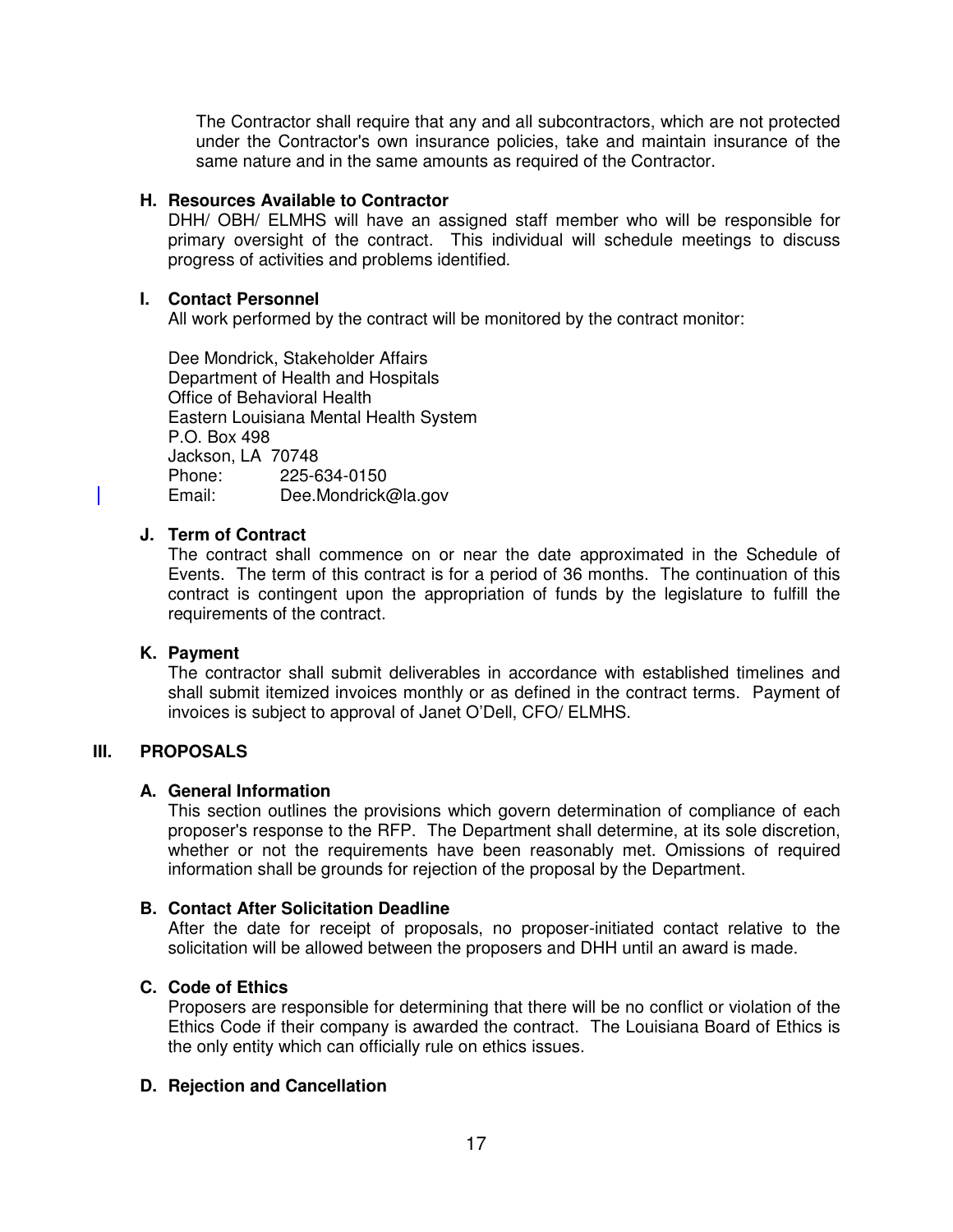The Contractor shall require that any and all subcontractors, which are not protected under the Contractor's own insurance policies, take and maintain insurance of the same nature and in the same amounts as required of the Contractor.

### H. Resources Available to Contractor

DHH/ OBH/ ELMHS will have an assigned staff member who will be responsible for primary oversight of the contract. This individual will schedule meetings to discuss progress of activities and problems identified.

### I. Contact Personnel

All work performed by the contract will be monitored by the contract monitor:

Dee Mondrick, Stakeholder Affairs
Department of Health and Hospitals
Office of Behavioral Health
Eastern Louisiana Mental Health System
P.O. Box 498
Jackson, LA 70748
Phone: 225-634-0150
Email: Dee.Mondrick@la.gov

### J. Term of Contract

The contract shall commence on or near the date approximated in the Schedule of Events. The term of this contract is for a period of 36 months. The continuation of this contract is contingent upon the appropriation of funds by the legislature to fulfill the requirements of the contract.

### K. Payment

The contractor shall submit deliverables in accordance with established timelines and shall submit itemized invoices monthly or as defined in the contract terms. Payment of invoices is subject to approval of Janet O'Dell, CFO/ ELMHS.

## III. PROPOSALS

### A. General Information

This section outlines the provisions which govern determination of compliance of each proposer's response to the RFP. The Department shall determine, at its sole discretion, whether or not the requirements have been reasonably met. Omissions of required information shall be grounds for rejection of the proposal by the Department.

### B. Contact After Solicitation Deadline

After the date for receipt of proposals, no proposer-initiated contact relative to the solicitation will be allowed between the proposers and DHH until an award is made.

### C. Code of Ethics

Proposers are responsible for determining that there will be no conflict or violation of the Ethics Code if their company is awarded the contract. The Louisiana Board of Ethics is the only entity which can officially rule on ethics issues.

### D. Rejection and Cancellation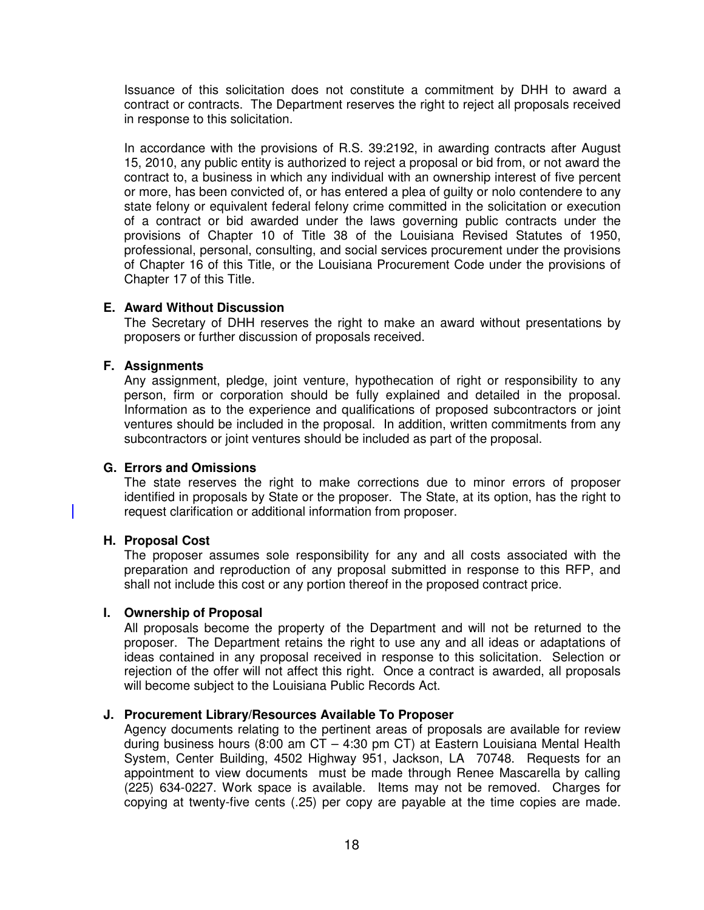Issuance of this solicitation does not constitute a commitment by DHH to award a contract or contracts. The Department reserves the right to reject all proposals received in response to this solicitation.

In accordance with the provisions of R.S. 39:2192, in awarding contracts after August 15, 2010, any public entity is authorized to reject a proposal or bid from, or not award the contract to, a business in which any individual with an ownership interest of five percent or more, has been convicted of, or has entered a plea of guilty or nolo contendere to any state felony or equivalent federal felony crime committed in the solicitation or execution of a contract or bid awarded under the laws governing public contracts under the provisions of Chapter 10 of Title 38 of the Louisiana Revised Statutes of 1950, professional, personal, consulting, and social services procurement under the provisions of Chapter 16 of this Title, or the Louisiana Procurement Code under the provisions of Chapter 17 of this Title.

**E. Award Without Discussion**

The Secretary of DHH reserves the right to make an award without presentations by proposers or further discussion of proposals received.

**F. Assignments**

Any assignment, pledge, joint venture, hypothecation of right or responsibility to any person, firm or corporation should be fully explained and detailed in the proposal. Information as to the experience and qualifications of proposed subcontractors or joint ventures should be included in the proposal. In addition, written commitments from any subcontractors or joint ventures should be included as part of the proposal.

**G. Errors and Omissions**

The state reserves the right to make corrections due to minor errors of proposer identified in proposals by State or the proposer. The State, at its option, has the right to request clarification or additional information from proposer.

**H. Proposal Cost**

The proposer assumes sole responsibility for any and all costs associated with the preparation and reproduction of any proposal submitted in response to this RFP, and shall not include this cost or any portion thereof in the proposed contract price.

**I. Ownership of Proposal**

All proposals become the property of the Department and will not be returned to the proposer. The Department retains the right to use any and all ideas or adaptations of ideas contained in any proposal received in response to this solicitation. Selection or rejection of the offer will not affect this right. Once a contract is awarded, all proposals will become subject to the Louisiana Public Records Act.

**J. Procurement Library/Resources Available To Proposer**

Agency documents relating to the pertinent areas of proposals are available for review during business hours (8:00 am CT – 4:30 pm CT) at Eastern Louisiana Mental Health System, Center Building, 4502 Highway 951, Jackson, LA 70748. Requests for an appointment to view documents must be made through Renee Mascarella by calling (225) 634-0227. Work space is available. Items may not be removed. Charges for copying at twenty-five cents (.25) per copy are payable at the time copies are made.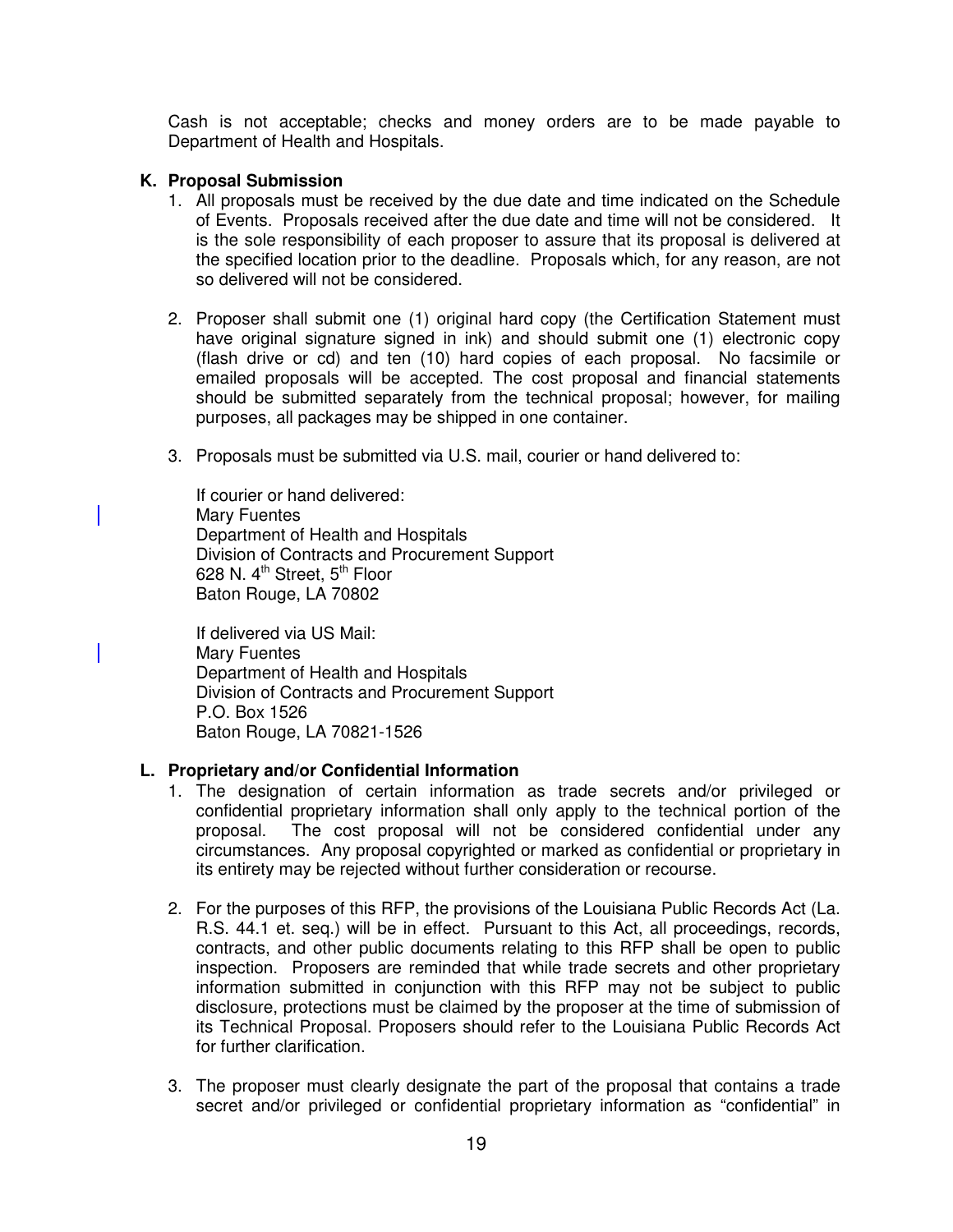Cash is not acceptable; checks and money orders are to be made payable to Department of Health and Hospitals.

**K. Proposal Submission**

1. All proposals must be received by the due date and time indicated on the Schedule of Events. Proposals received after the due date and time will not be considered. It is the sole responsibility of each proposer to assure that its proposal is delivered at the specified location prior to the deadline. Proposals which, for any reason, are not so delivered will not be considered.

2. Proposer shall submit one (1) original hard copy (the Certification Statement must have original signature signed in ink) and should submit one (1) electronic copy (flash drive or cd) and ten (10) hard copies of each proposal. No facsimile or emailed proposals will be accepted. The cost proposal and financial statements should be submitted separately from the technical proposal; however, for mailing purposes, all packages may be shipped in one container.

3. Proposals must be submitted via U.S. mail, courier or hand delivered to:

   If courier or hand delivered:
   Mary Fuentes
   Department of Health and Hospitals
   Division of Contracts and Procurement Support
   628 N. 4th Street, 5th Floor
   Baton Rouge, LA 70802

   If delivered via US Mail:
   Mary Fuentes
   Department of Health and Hospitals
   Division of Contracts and Procurement Support
   P.O. Box 1526
   Baton Rouge, LA 70821-1526

**L. Proprietary and/or Confidential Information**

1. The designation of certain information as trade secrets and/or privileged or confidential proprietary information shall only apply to the technical portion of the proposal. The cost proposal will not be considered confidential under any circumstances. Any proposal copyrighted or marked as confidential or proprietary in its entirety may be rejected without further consideration or recourse.

2. For the purposes of this RFP, the provisions of the Louisiana Public Records Act (La. R.S. 44.1 et. seq.) will be in effect. Pursuant to this Act, all proceedings, records, contracts, and other public documents relating to this RFP shall be open to public inspection. Proposers are reminded that while trade secrets and other proprietary information submitted in conjunction with this RFP may not be subject to public disclosure, protections must be claimed by the proposer at the time of submission of its Technical Proposal. Proposers should refer to the Louisiana Public Records Act for further clarification.

3. The proposer must clearly designate the part of the proposal that contains a trade secret and/or privileged or confidential proprietary information as "confidential" in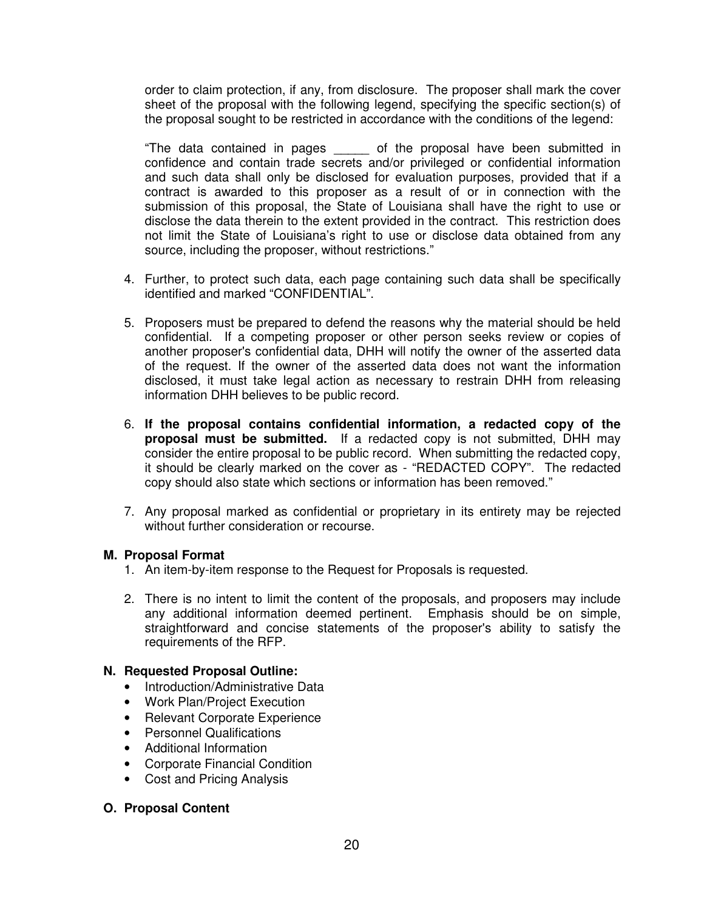order to claim protection, if any, from disclosure. The proposer shall mark the cover sheet of the proposal with the following legend, specifying the specific section(s) of the proposal sought to be restricted in accordance with the conditions of the legend:

"The data contained in pages _____ of the proposal have been submitted in confidence and contain trade secrets and/or privileged or confidential information and such data shall only be disclosed for evaluation purposes, provided that if a contract is awarded to this proposer as a result of or in connection with the submission of this proposal, the State of Louisiana shall have the right to use or disclose the data therein to the extent provided in the contract. This restriction does not limit the State of Louisiana's right to use or disclose data obtained from any source, including the proposer, without restrictions."

4. Further, to protect such data, each page containing such data shall be specifically identified and marked "CONFIDENTIAL".

5. Proposers must be prepared to defend the reasons why the material should be held confidential. If a competing proposer or other person seeks review or copies of another proposer's confidential data, DHH will notify the owner of the asserted data of the request. If the owner of the asserted data does not want the information disclosed, it must take legal action as necessary to restrain DHH from releasing information DHH believes to be public record.

6. **If the proposal contains confidential information, a redacted copy of the proposal must be submitted.** If a redacted copy is not submitted, DHH may consider the entire proposal to be public record. When submitting the redacted copy, it should be clearly marked on the cover as - "REDACTED COPY". The redacted copy should also state which sections or information has been removed."

7. Any proposal marked as confidential or proprietary in its entirety may be rejected without further consideration or recourse.

**M. Proposal Format**

1. An item-by-item response to the Request for Proposals is requested.

2. There is no intent to limit the content of the proposals, and proposers may include any additional information deemed pertinent. Emphasis should be on simple, straightforward and concise statements of the proposer's ability to satisfy the requirements of the RFP.

**N. Requested Proposal Outline:**

- Introduction/Administrative Data
- Work Plan/Project Execution
- Relevant Corporate Experience
- Personnel Qualifications
- Additional Information
- Corporate Financial Condition
- Cost and Pricing Analysis

**O. Proposal Content**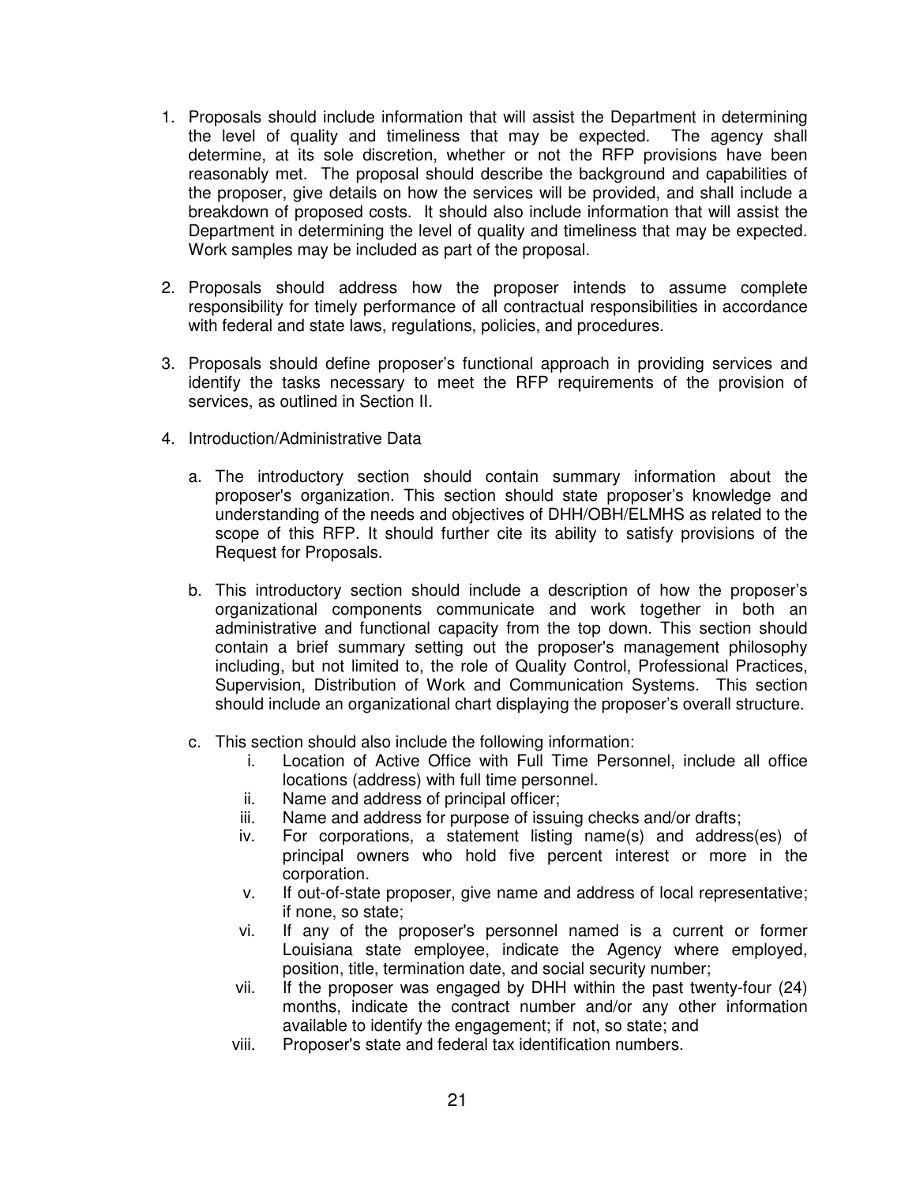1. Proposals should include information that will assist the Department in determining the level of quality and timeliness that may be expected. The agency shall determine, at its sole discretion, whether or not the RFP provisions have been reasonably met. The proposal should describe the background and capabilities of the proposer, give details on how the services will be provided, and shall include a breakdown of proposed costs. It should also include information that will assist the Department in determining the level of quality and timeliness that may be expected. Work samples may be included as part of the proposal.

2. Proposals should address how the proposer intends to assume complete responsibility for timely performance of all contractual responsibilities in accordance with federal and state laws, regulations, policies, and procedures.

3. Proposals should define proposer's functional approach in providing services and identify the tasks necessary to meet the RFP requirements of the provision of services, as outlined in Section II.

4. Introduction/Administrative Data

   a. The introductory section should contain summary information about the proposer's organization. This section should state proposer's knowledge and understanding of the needs and objectives of DHH/OBH/ELMHS as related to the scope of this RFP. It should further cite its ability to satisfy provisions of the Request for Proposals.

   b. This introductory section should include a description of how the proposer's organizational components communicate and work together in both an administrative and functional capacity from the top down. This section should contain a brief summary setting out the proposer's management philosophy including, but not limited to, the role of Quality Control, Professional Practices, Supervision, Distribution of Work and Communication Systems. This section should include an organizational chart displaying the proposer's overall structure.

   c. This section should also include the following information:

      i. Location of Active Office with Full Time Personnel, include all office locations (address) with full time personnel.
      ii. Name and address of principal officer;
      iii. Name and address for purpose of issuing checks and/or drafts;
      iv. For corporations, a statement listing name(s) and address(es) of principal owners who hold five percent interest or more in the corporation.
      v. If out-of-state proposer, give name and address of local representative; if none, so state;
      vi. If any of the proposer's personnel named is a current or former Louisiana state employee, indicate the Agency where employed, position, title, termination date, and social security number;
      vii. If the proposer was engaged by DHH within the past twenty-four (24) months, indicate the contract number and/or any other information available to identify the engagement; if not, so state; and
      viii. Proposer's state and federal tax identification numbers.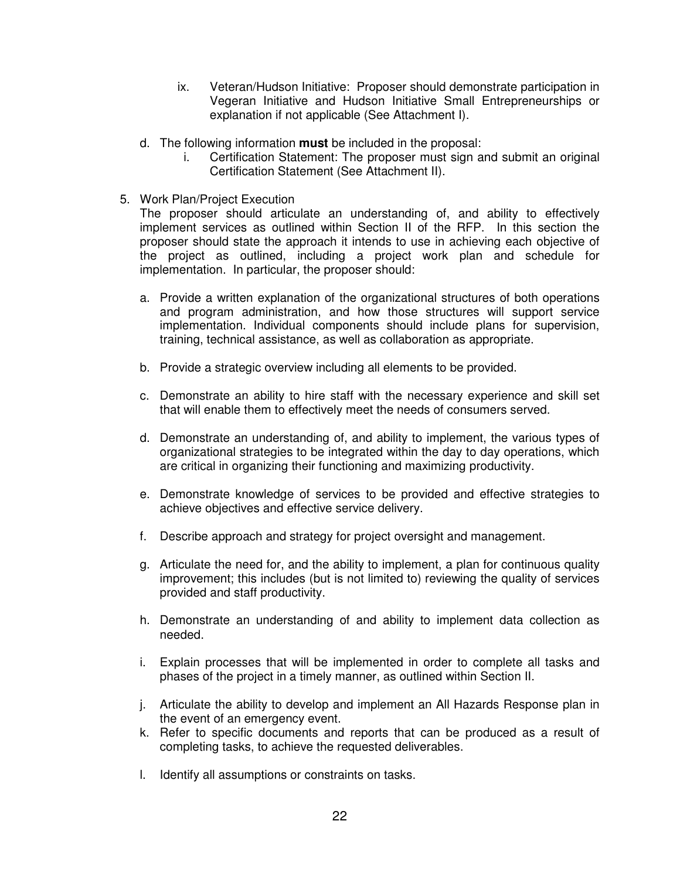ix. Veteran/Hudson Initiative: Proposer should demonstrate participation in Vegeran Initiative and Hudson Initiative Small Entrepreneurships or explanation if not applicable (See Attachment I).

d. The following information **must** be included in the proposal:

   i. Certification Statement: The proposer must sign and submit an original Certification Statement (See Attachment II).

5. Work Plan/Project Execution

   The proposer should articulate an understanding of, and ability to effectively implement services as outlined within Section II of the RFP. In this section the proposer should state the approach it intends to use in achieving each objective of the project as outlined, including a project work plan and schedule for implementation. In particular, the proposer should:

   a. Provide a written explanation of the organizational structures of both operations and program administration, and how those structures will support service implementation. Individual components should include plans for supervision, training, technical assistance, as well as collaboration as appropriate.

   b. Provide a strategic overview including all elements to be provided.

   c. Demonstrate an ability to hire staff with the necessary experience and skill set that will enable them to effectively meet the needs of consumers served.

   d. Demonstrate an understanding of, and ability to implement, the various types of organizational strategies to be integrated within the day to day operations, which are critical in organizing their functioning and maximizing productivity.

   e. Demonstrate knowledge of services to be provided and effective strategies to achieve objectives and effective service delivery.

   f. Describe approach and strategy for project oversight and management.

   g. Articulate the need for, and the ability to implement, a plan for continuous quality improvement; this includes (but is not limited to) reviewing the quality of services provided and staff productivity.

   h. Demonstrate an understanding of and ability to implement data collection as needed.

   i. Explain processes that will be implemented in order to complete all tasks and phases of the project in a timely manner, as outlined within Section II.

   j. Articulate the ability to develop and implement an All Hazards Response plan in the event of an emergency event.

   k. Refer to specific documents and reports that can be produced as a result of completing tasks, to achieve the requested deliverables.

   l. Identify all assumptions or constraints on tasks.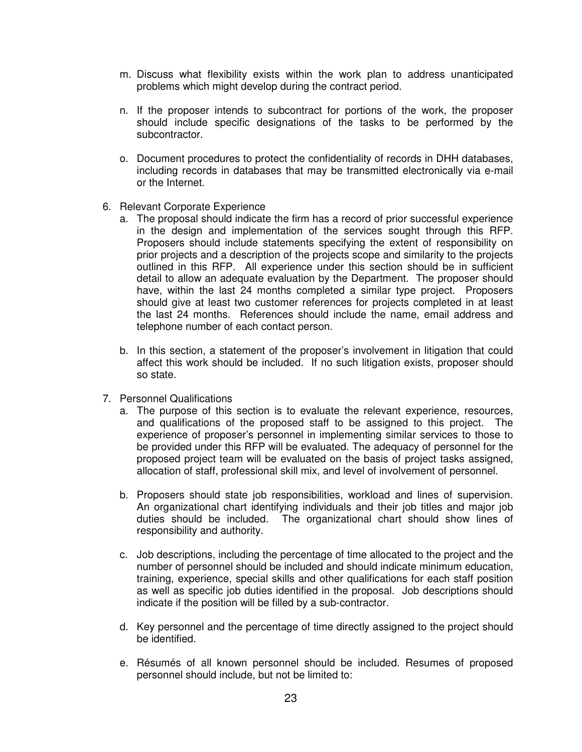m. Discuss what flexibility exists within the work plan to address unanticipated problems which might develop during the contract period.

n. If the proposer intends to subcontract for portions of the work, the proposer should include specific designations of the tasks to be performed by the subcontractor.

o. Document procedures to protect the confidentiality of records in DHH databases, including records in databases that may be transmitted electronically via e-mail or the Internet.

6. Relevant Corporate Experience
   a. The proposal should indicate the firm has a record of prior successful experience in the design and implementation of the services sought through this RFP. Proposers should include statements specifying the extent of responsibility on prior projects and a description of the projects scope and similarity to the projects outlined in this RFP. All experience under this section should be in sufficient detail to allow an adequate evaluation by the Department. The proposer should have, within the last 24 months completed a similar type project. Proposers should give at least two customer references for projects completed in at least the last 24 months. References should include the name, email address and telephone number of each contact person.

   b. In this section, a statement of the proposer's involvement in litigation that could affect this work should be included. If no such litigation exists, proposer should so state.

7. Personnel Qualifications
   a. The purpose of this section is to evaluate the relevant experience, resources, and qualifications of the proposed staff to be assigned to this project. The experience of proposer's personnel in implementing similar services to those to be provided under this RFP will be evaluated. The adequacy of personnel for the proposed project team will be evaluated on the basis of project tasks assigned, allocation of staff, professional skill mix, and level of involvement of personnel.

   b. Proposers should state job responsibilities, workload and lines of supervision. An organizational chart identifying individuals and their job titles and major job duties should be included. The organizational chart should show lines of responsibility and authority.

   c. Job descriptions, including the percentage of time allocated to the project and the number of personnel should be included and should indicate minimum education, training, experience, special skills and other qualifications for each staff position as well as specific job duties identified in the proposal. Job descriptions should indicate if the position will be filled by a sub-contractor.

   d. Key personnel and the percentage of time directly assigned to the project should be identified.

   e. Résumés of all known personnel should be included. Resumes of proposed personnel should include, but not be limited to: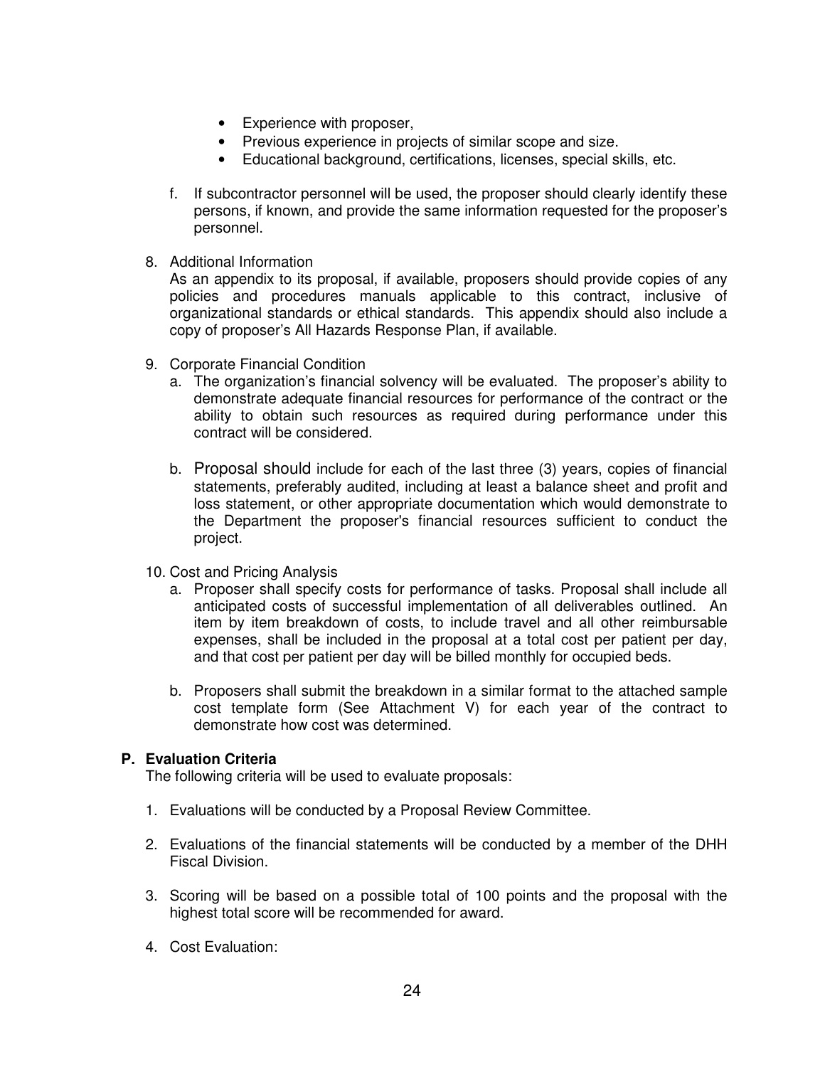- Experience with proposer,
- Previous experience in projects of similar scope and size.
- Educational background, certifications, licenses, special skills, etc.

f. If subcontractor personnel will be used, the proposer should clearly identify these persons, if known, and provide the same information requested for the proposer's personnel.

8. Additional Information
   As an appendix to its proposal, if available, proposers should provide copies of any policies and procedures manuals applicable to this contract, inclusive of organizational standards or ethical standards. This appendix should also include a copy of proposer's All Hazards Response Plan, if available.

9. Corporate Financial Condition
   a. The organization's financial solvency will be evaluated. The proposer's ability to demonstrate adequate financial resources for performance of the contract or the ability to obtain such resources as required during performance under this contract will be considered.

   b. Proposal should include for each of the last three (3) years, copies of financial statements, preferably audited, including at least a balance sheet and profit and loss statement, or other appropriate documentation which would demonstrate to the Department the proposer's financial resources sufficient to conduct the project.

10. Cost and Pricing Analysis
    a. Proposer shall specify costs for performance of tasks. Proposal shall include all anticipated costs of successful implementation of all deliverables outlined. An item by item breakdown of costs, to include travel and all other reimbursable expenses, shall be included in the proposal at a total cost per patient per day, and that cost per patient per day will be billed monthly for occupied beds.

    b. Proposers shall submit the breakdown in a similar format to the attached sample cost template form (See Attachment V) for each year of the contract to demonstrate how cost was determined.

## P. Evaluation Criteria

The following criteria will be used to evaluate proposals:

1. Evaluations will be conducted by a Proposal Review Committee.

2. Evaluations of the financial statements will be conducted by a member of the DHH Fiscal Division.

3. Scoring will be based on a possible total of 100 points and the proposal with the highest total score will be recommended for award.

4. Cost Evaluation: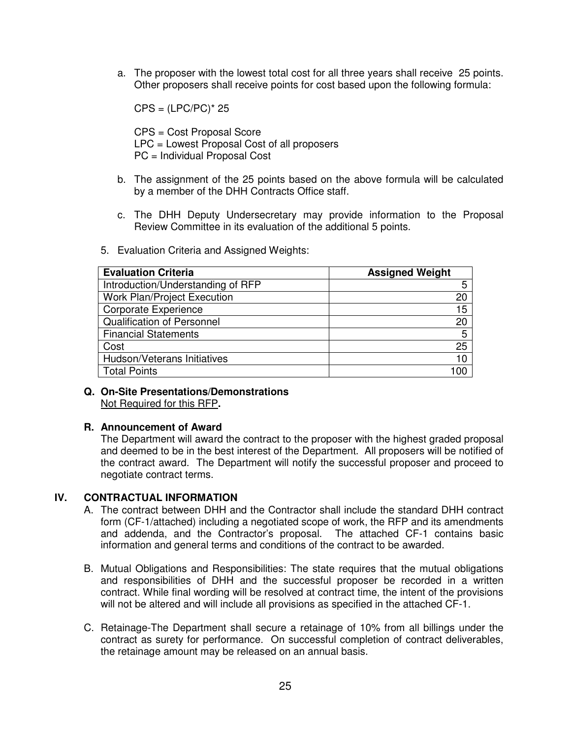a. The proposer with the lowest total cost for all three years shall receive 25 points. Other proposers shall receive points for cost based upon the following formula:

   $CPS = (LPC/PC)^* 25$

   CPS = Cost Proposal Score
   LPC = Lowest Proposal Cost of all proposers
   PC = Individual Proposal Cost

b. The assignment of the 25 points based on the above formula will be calculated by a member of the DHH Contracts Office staff.

c. The DHH Deputy Undersecretary may provide information to the Proposal Review Committee in its evaluation of the additional 5 points.

5. Evaluation Criteria and Assigned Weights:

| Evaluation Criteria | Assigned Weight |
|---|---:|
| Introduction/Understanding of RFP | 5 |
| Work Plan/Project Execution | 20 |
| Corporate Experience | 15 |
| Qualification of Personnel | 20 |
| Financial Statements | 5 |
| Cost | 25 |
| Hudson/Veterans Initiatives | 10 |
| Total Points | 100 |

**Q. On-Site Presentations/Demonstrations**
Not Required for this RFP**.**

**R. Announcement of Award**
The Department will award the contract to the proposer with the highest graded proposal and deemed to be in the best interest of the Department. All proposers will be notified of the contract award. The Department will notify the successful proposer and proceed to negotiate contract terms.

## IV. CONTRACTUAL INFORMATION

A. The contract between DHH and the Contractor shall include the standard DHH contract form (CF-1/attached) including a negotiated scope of work, the RFP and its amendments and addenda, and the Contractor's proposal. The attached CF-1 contains basic information and general terms and conditions of the contract to be awarded.

B. Mutual Obligations and Responsibilities: The state requires that the mutual obligations and responsibilities of DHH and the successful proposer be recorded in a written contract. While final wording will be resolved at contract time, the intent of the provisions will not be altered and will include all provisions as specified in the attached CF-1.

C. Retainage-The Department shall secure a retainage of 10% from all billings under the contract as surety for performance. On successful completion of contract deliverables, the retainage amount may be released on an annual basis.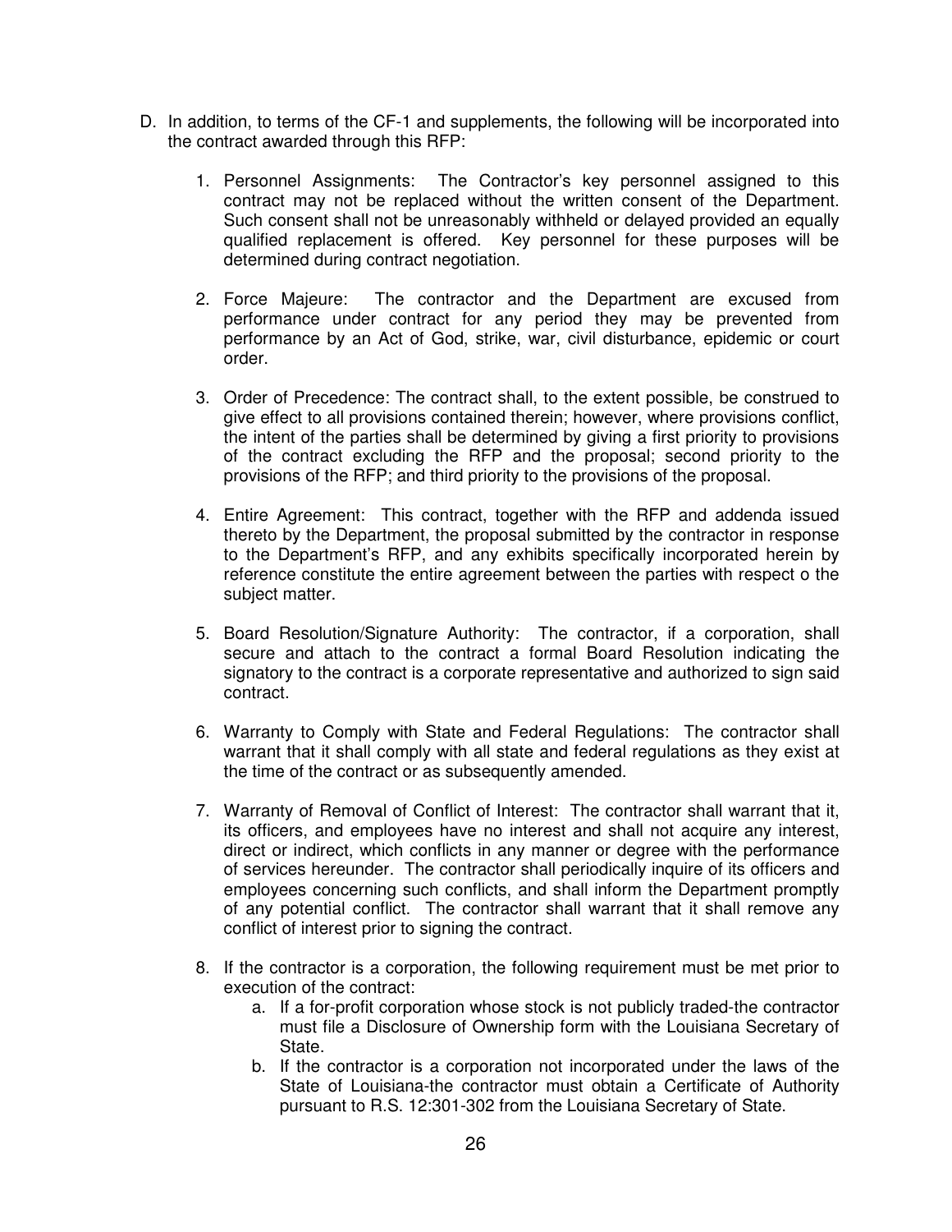D. In addition, to terms of the CF-1 and supplements, the following will be incorporated into the contract awarded through this RFP:

   1. Personnel Assignments: The Contractor's key personnel assigned to this contract may not be replaced without the written consent of the Department. Such consent shall not be unreasonably withheld or delayed provided an equally qualified replacement is offered. Key personnel for these purposes will be determined during contract negotiation.

   2. Force Majeure: The contractor and the Department are excused from performance under contract for any period they may be prevented from performance by an Act of God, strike, war, civil disturbance, epidemic or court order.

   3. Order of Precedence: The contract shall, to the extent possible, be construed to give effect to all provisions contained therein; however, where provisions conflict, the intent of the parties shall be determined by giving a first priority to provisions of the contract excluding the RFP and the proposal; second priority to the provisions of the RFP; and third priority to the provisions of the proposal.

   4. Entire Agreement: This contract, together with the RFP and addenda issued thereto by the Department, the proposal submitted by the contractor in response to the Department's RFP, and any exhibits specifically incorporated herein by reference constitute the entire agreement between the parties with respect o the subject matter.

   5. Board Resolution/Signature Authority: The contractor, if a corporation, shall secure and attach to the contract a formal Board Resolution indicating the signatory to the contract is a corporate representative and authorized to sign said contract.

   6. Warranty to Comply with State and Federal Regulations: The contractor shall warrant that it shall comply with all state and federal regulations as they exist at the time of the contract or as subsequently amended.

   7. Warranty of Removal of Conflict of Interest: The contractor shall warrant that it, its officers, and employees have no interest and shall not acquire any interest, direct or indirect, which conflicts in any manner or degree with the performance of services hereunder. The contractor shall periodically inquire of its officers and employees concerning such conflicts, and shall inform the Department promptly of any potential conflict. The contractor shall warrant that it shall remove any conflict of interest prior to signing the contract.

   8. If the contractor is a corporation, the following requirement must be met prior to execution of the contract:
      a. If a for-profit corporation whose stock is not publicly traded-the contractor must file a Disclosure of Ownership form with the Louisiana Secretary of State.
      b. If the contractor is a corporation not incorporated under the laws of the State of Louisiana-the contractor must obtain a Certificate of Authority pursuant to R.S. 12:301-302 from the Louisiana Secretary of State.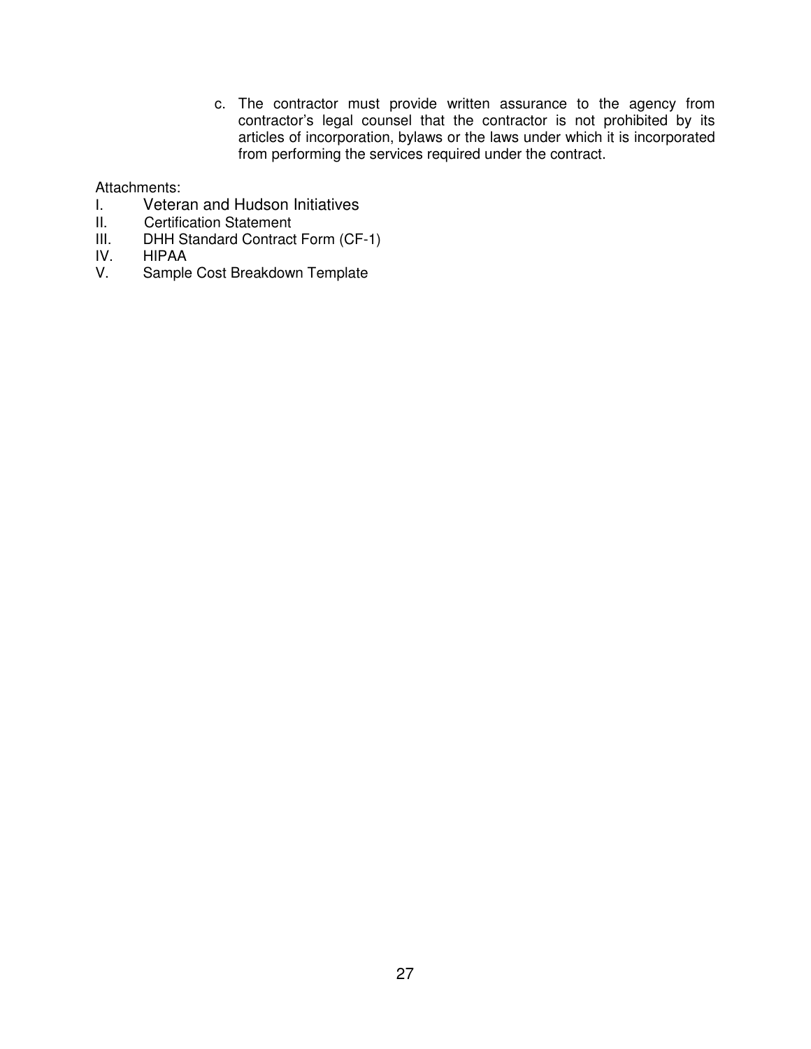c. The contractor must provide written assurance to the agency from contractor's legal counsel that the contractor is not prohibited by its articles of incorporation, bylaws or the laws under which it is incorporated from performing the services required under the contract.

Attachments:

I. Veteran and Hudson Initiatives
II. Certification Statement
III. DHH Standard Contract Form (CF-1)
IV. HIPAA
V. Sample Cost Breakdown Template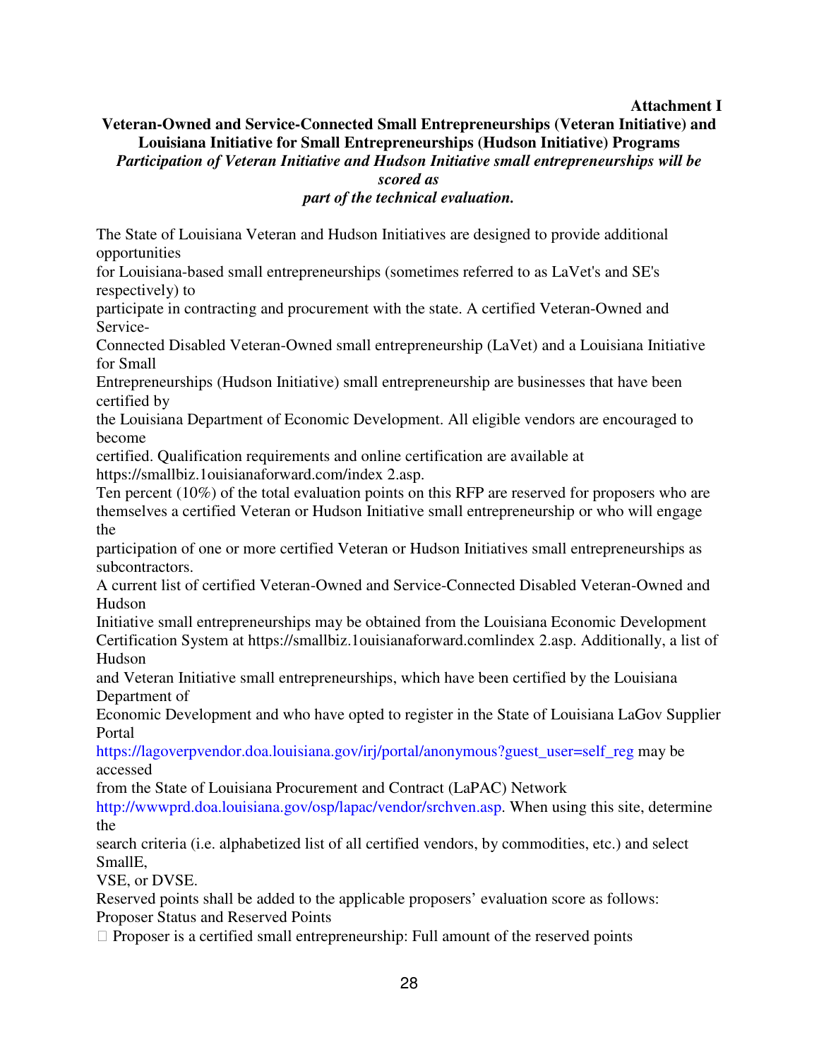**Attachment I**

**Veteran-Owned and Service-Connected Small Entrepreneurships (Veteran Initiative) and Louisiana Initiative for Small Entrepreneurships (Hudson Initiative) Programs**

***Participation of Veteran Initiative and Hudson Initiative small entrepreneurships will be scored as part of the technical evaluation.***

The State of Louisiana Veteran and Hudson Initiatives are designed to provide additional opportunities for Louisiana-based small entrepreneurships (sometimes referred to as LaVet's and SE's respectively) to participate in contracting and procurement with the state. A certified Veteran-Owned and Service-Connected Disabled Veteran-Owned small entrepreneurship (LaVet) and a Louisiana Initiative for Small Entrepreneurships (Hudson Initiative) small entrepreneurship are businesses that have been certified by the Louisiana Department of Economic Development. All eligible vendors are encouraged to become certified. Qualification requirements and online certification are available at https://smallbiz.1ouisianaforward.com/index 2.asp.

Ten percent (10%) of the total evaluation points on this RFP are reserved for proposers who are themselves a certified Veteran or Hudson Initiative small entrepreneurship or who will engage the participation of one or more certified Veteran or Hudson Initiatives small entrepreneurships as subcontractors.

A current list of certified Veteran-Owned and Service-Connected Disabled Veteran-Owned and Hudson Initiative small entrepreneurships may be obtained from the Louisiana Economic Development Certification System at https://smallbiz.1ouisianaforward.comlindex 2.asp. Additionally, a list of Hudson and Veteran Initiative small entrepreneurships, which have been certified by the Louisiana Department of Economic Development and who have opted to register in the State of Louisiana LaGov Supplier Portal https://lagoverpvendor.doa.louisiana.gov/irj/portal/anonymous?guest_user=self_reg may be accessed from the State of Louisiana Procurement and Contract (LaPAC) Network http://wwwprd.doa.louisiana.gov/osp/lapac/vendor/srchven.asp. When using this site, determine the search criteria (i.e. alphabetized list of all certified vendors, by commodities, etc.) and select SmallE, VSE, or DVSE.

Reserved points shall be added to the applicable proposers' evaluation score as follows:

Proposer Status and Reserved Points

- Proposer is a certified small entrepreneurship: Full amount of the reserved points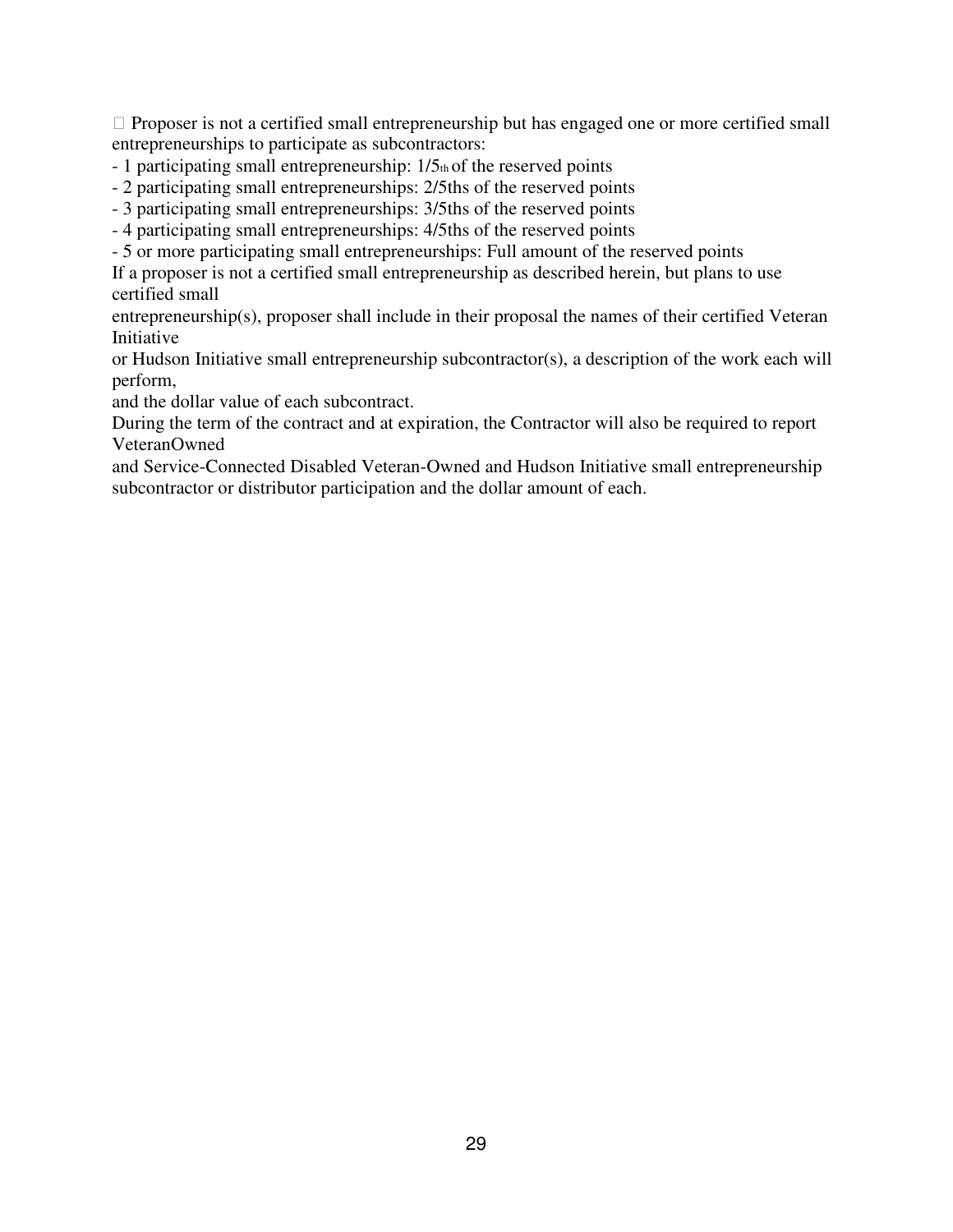□ Proposer is not a certified small entrepreneurship but has engaged one or more certified small entrepreneurships to participate as subcontractors:

- 1 participating small entrepreneurship: 1/5th of the reserved points
- 2 participating small entrepreneurships: 2/5ths of the reserved points
- 3 participating small entrepreneurships: 3/5ths of the reserved points
- 4 participating small entrepreneurships: 4/5ths of the reserved points
- 5 or more participating small entrepreneurships: Full amount of the reserved points

If a proposer is not a certified small entrepreneurship as described herein, but plans to use certified small entrepreneurship(s), proposer shall include in their proposal the names of their certified Veteran Initiative or Hudson Initiative small entrepreneurship subcontractor(s), a description of the work each will perform, and the dollar value of each subcontract.

During the term of the contract and at expiration, the Contractor will also be required to report VeteranOwned and Service-Connected Disabled Veteran-Owned and Hudson Initiative small entrepreneurship subcontractor or distributor participation and the dollar amount of each.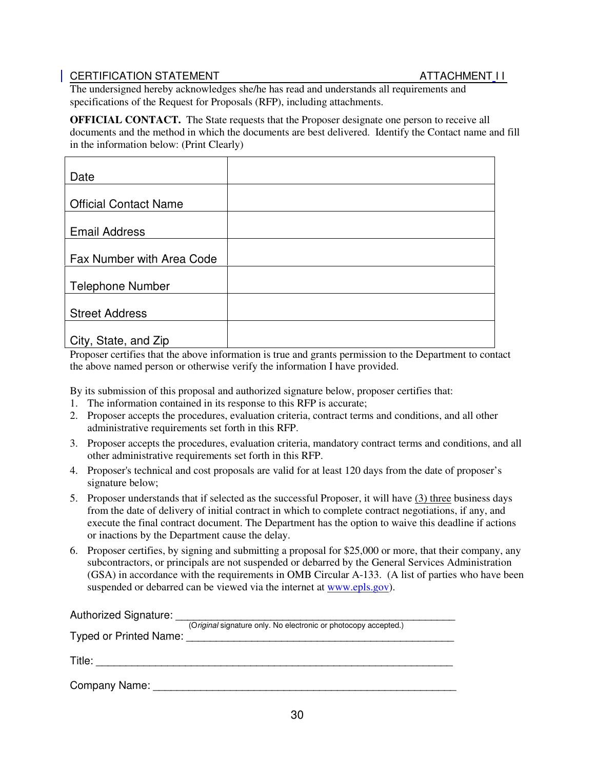CERTIFICATION STATEMENT ATTACHMENT I I

The undersigned hereby acknowledges she/he has read and understands all requirements and specifications of the Request for Proposals (RFP), including attachments.

**OFFICIAL CONTACT.** The State requests that the Proposer designate one person to receive all documents and the method in which the documents are best delivered. Identify the Contact name and fill in the information below: (Print Clearly)

| | |
|---|---|
| Date | |
| Official Contact Name | |
| Email Address | |
| Fax Number with Area Code | |
| Telephone Number | |
| Street Address | |
| City, State, and Zip | |

Proposer certifies that the above information is true and grants permission to the Department to contact the above named person or otherwise verify the information I have provided.

By its submission of this proposal and authorized signature below, proposer certifies that:

1. The information contained in its response to this RFP is accurate;
2. Proposer accepts the procedures, evaluation criteria, contract terms and conditions, and all other administrative requirements set forth in this RFP.
3. Proposer accepts the procedures, evaluation criteria, mandatory contract terms and conditions, and all other administrative requirements set forth in this RFP.
4. Proposer's technical and cost proposals are valid for at least 120 days from the date of proposer's signature below;
5. Proposer understands that if selected as the successful Proposer, it will have (3) three business days from the date of delivery of initial contract in which to complete contract negotiations, if any, and execute the final contract document. The Department has the option to waive this deadline if actions or inactions by the Department cause the delay.
6. Proposer certifies, by signing and submitting a proposal for $25,000 or more, that their company, any subcontractors, or principals are not suspended or debarred by the General Services Administration (GSA) in accordance with the requirements in OMB Circular A-133. (A list of parties who have been suspended or debarred can be viewed via the internet at www.epls.gov).

Authorized Signature: ____________________________________________________
(*Original* signature only. No electronic or photocopy accepted.)

Typed or Printed Name: ____________________________________________________

Title: ____________________________________________________

Company Name: ____________________________________________________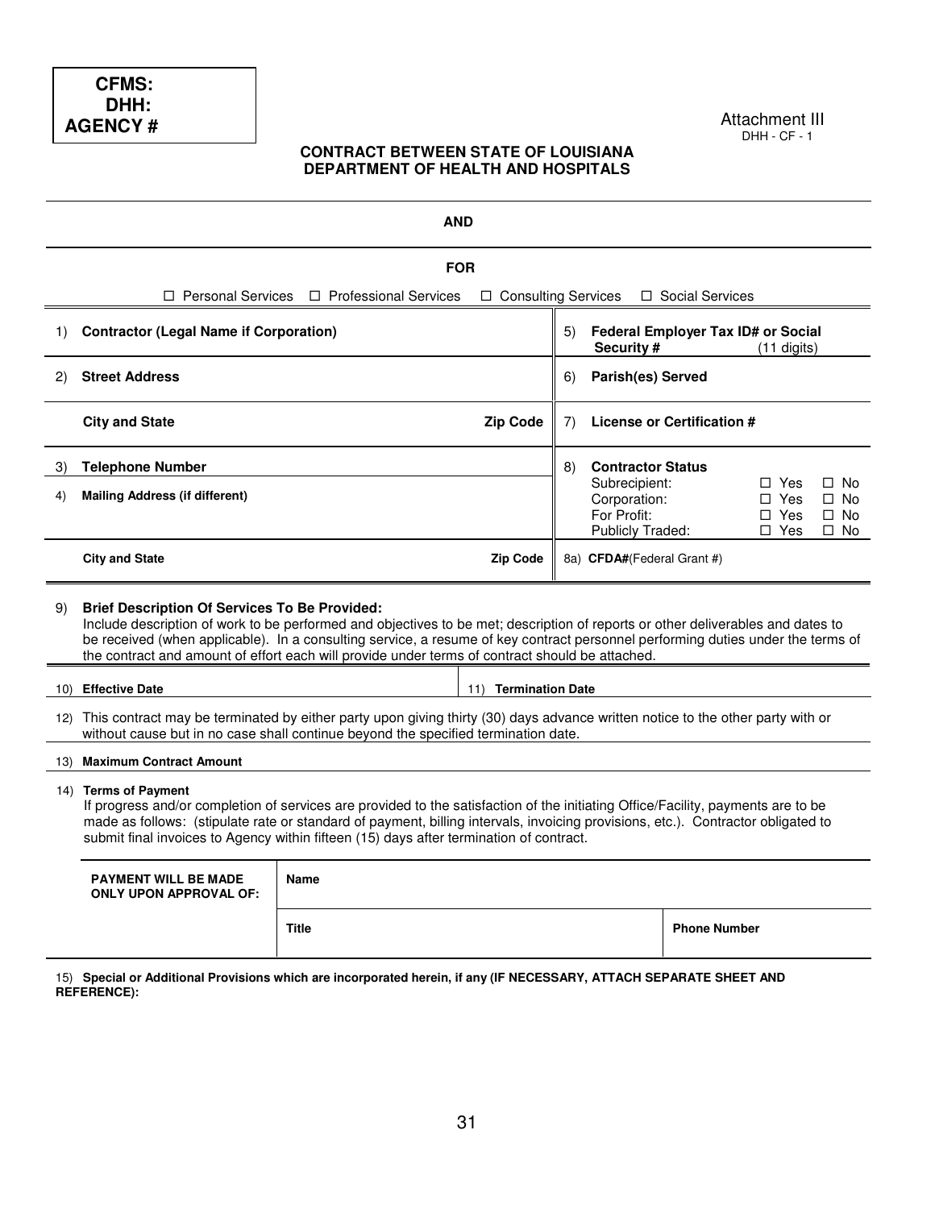| CFMS: |
|---|
| DHH: |
| AGENCY # |

Attachment III
DHH - CF - 1

**CONTRACT BETWEEN STATE OF LOUISIANA**
**DEPARTMENT OF HEALTH AND HOSPITALS**

**AND**

**FOR**

☐ Personal Services ☐ Professional Services ☐ Consulting Services ☐ Social Services

| | |
|---|---|
| 1) **Contractor (Legal Name if Corporation)** | 5) **Federal Employer Tax ID# or Social Security #** (11 digits) |
| 2) **Street Address** | 6) **Parish(es) Served** |
| **City and State** **Zip Code** | 7) **License or Certification #** |
| 3) **Telephone Number** | 8) **Contractor Status** |
| 4) **Mailing Address (if different)** | Subrecipient: ☐ Yes ☐ No<br>Corporation: ☐ Yes ☐ No<br>For Profit: ☐ Yes ☐ No<br>Publicly Traded: ☐ Yes ☐ No |
| **City and State** **Zip Code** | 8a) **CFDA#**(Federal Grant #) |

9) **Brief Description Of Services To Be Provided:**
Include description of work to be performed and objectives to be met; description of reports or other deliverables and dates to be received (when applicable). In a consulting service, a resume of key contract personnel performing duties under the terms of the contract and amount of effort each will provide under terms of contract should be attached.

| | |
|---|---|
| 10) **Effective Date** | 11) **Termination Date** |

12) This contract may be terminated by either party upon giving thirty (30) days advance written notice to the other party with or without cause but in no case shall continue beyond the specified termination date.

13) **Maximum Contract Amount**

14) **Terms of Payment**
If progress and/or completion of services are provided to the satisfaction of the initiating Office/Facility, payments are to be made as follows: (stipulate rate or standard of payment, billing intervals, invoicing provisions, etc.). Contractor obligated to submit final invoices to Agency within fifteen (15) days after termination of contract.

| **PAYMENT WILL BE MADE ONLY UPON APPROVAL OF:** | **Name** | |
|---|---|---|
| | **Title** | **Phone Number** |

15) **Special or Additional Provisions which are incorporated herein, if any (IF NECESSARY, ATTACH SEPARATE SHEET AND REFERENCE):**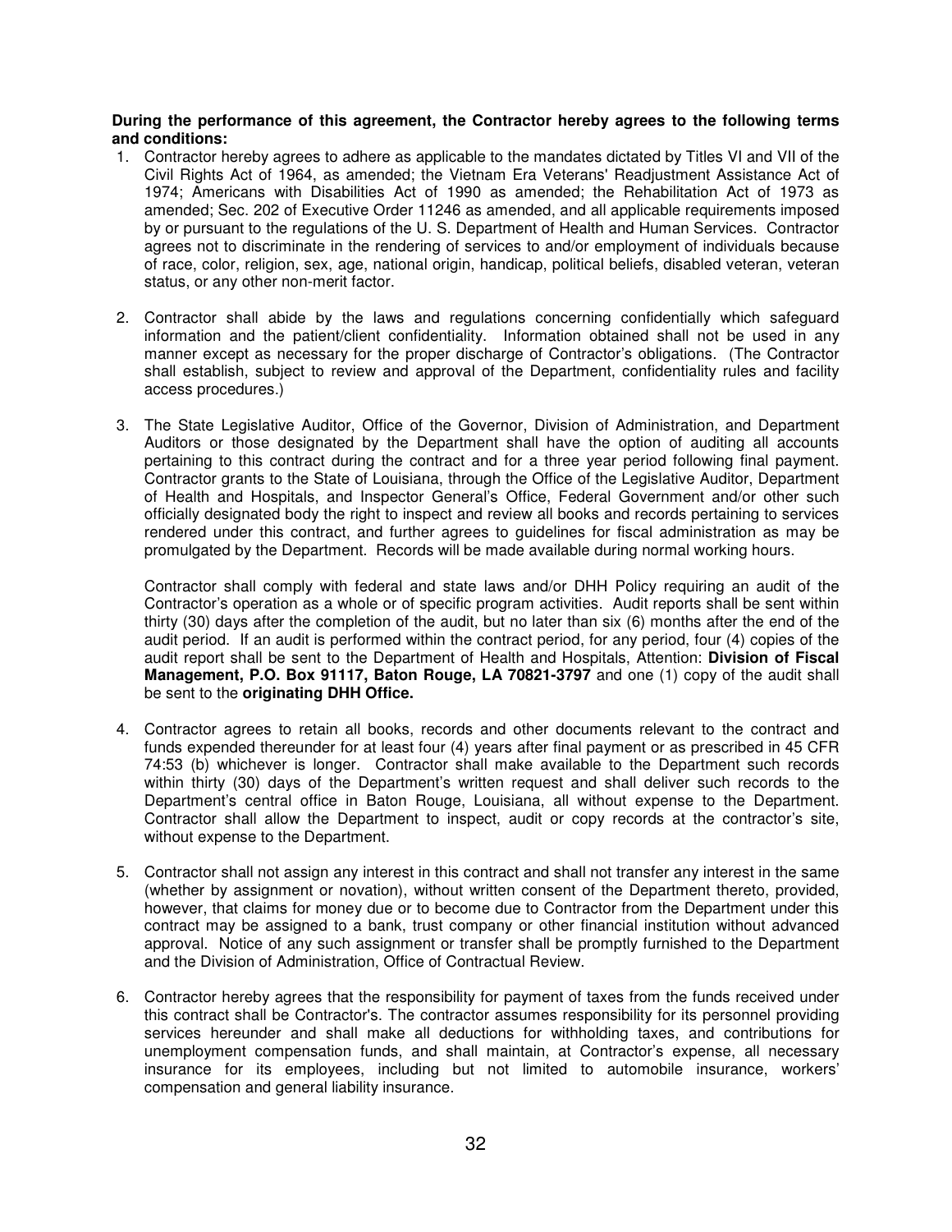**During the performance of this agreement, the Contractor hereby agrees to the following terms and conditions:**

1. Contractor hereby agrees to adhere as applicable to the mandates dictated by Titles VI and VII of the Civil Rights Act of 1964, as amended; the Vietnam Era Veterans' Readjustment Assistance Act of 1974; Americans with Disabilities Act of 1990 as amended; the Rehabilitation Act of 1973 as amended; Sec. 202 of Executive Order 11246 as amended, and all applicable requirements imposed by or pursuant to the regulations of the U. S. Department of Health and Human Services. Contractor agrees not to discriminate in the rendering of services to and/or employment of individuals because of race, color, religion, sex, age, national origin, handicap, political beliefs, disabled veteran, veteran status, or any other non-merit factor.

2. Contractor shall abide by the laws and regulations concerning confidentially which safeguard information and the patient/client confidentiality. Information obtained shall not be used in any manner except as necessary for the proper discharge of Contractor's obligations. (The Contractor shall establish, subject to review and approval of the Department, confidentiality rules and facility access procedures.)

3. The State Legislative Auditor, Office of the Governor, Division of Administration, and Department Auditors or those designated by the Department shall have the option of auditing all accounts pertaining to this contract during the contract and for a three year period following final payment. Contractor grants to the State of Louisiana, through the Office of the Legislative Auditor, Department of Health and Hospitals, and Inspector General's Office, Federal Government and/or other such officially designated body the right to inspect and review all books and records pertaining to services rendered under this contract, and further agrees to guidelines for fiscal administration as may be promulgated by the Department. Records will be made available during normal working hours.

   Contractor shall comply with federal and state laws and/or DHH Policy requiring an audit of the Contractor's operation as a whole or of specific program activities. Audit reports shall be sent within thirty (30) days after the completion of the audit, but no later than six (6) months after the end of the audit period. If an audit is performed within the contract period, for any period, four (4) copies of the audit report shall be sent to the Department of Health and Hospitals, Attention: **Division of Fiscal Management, P.O. Box 91117, Baton Rouge, LA 70821-3797** and one (1) copy of the audit shall be sent to the **originating DHH Office.**

4. Contractor agrees to retain all books, records and other documents relevant to the contract and funds expended thereunder for at least four (4) years after final payment or as prescribed in 45 CFR 74:53 (b) whichever is longer. Contractor shall make available to the Department such records within thirty (30) days of the Department's written request and shall deliver such records to the Department's central office in Baton Rouge, Louisiana, all without expense to the Department. Contractor shall allow the Department to inspect, audit or copy records at the contractor's site, without expense to the Department.

5. Contractor shall not assign any interest in this contract and shall not transfer any interest in the same (whether by assignment or novation), without written consent of the Department thereto, provided, however, that claims for money due or to become due to Contractor from the Department under this contract may be assigned to a bank, trust company or other financial institution without advanced approval. Notice of any such assignment or transfer shall be promptly furnished to the Department and the Division of Administration, Office of Contractual Review.

6. Contractor hereby agrees that the responsibility for payment of taxes from the funds received under this contract shall be Contractor's. The contractor assumes responsibility for its personnel providing services hereunder and shall make all deductions for withholding taxes, and contributions for unemployment compensation funds, and shall maintain, at Contractor's expense, all necessary insurance for its employees, including but not limited to automobile insurance, workers' compensation and general liability insurance.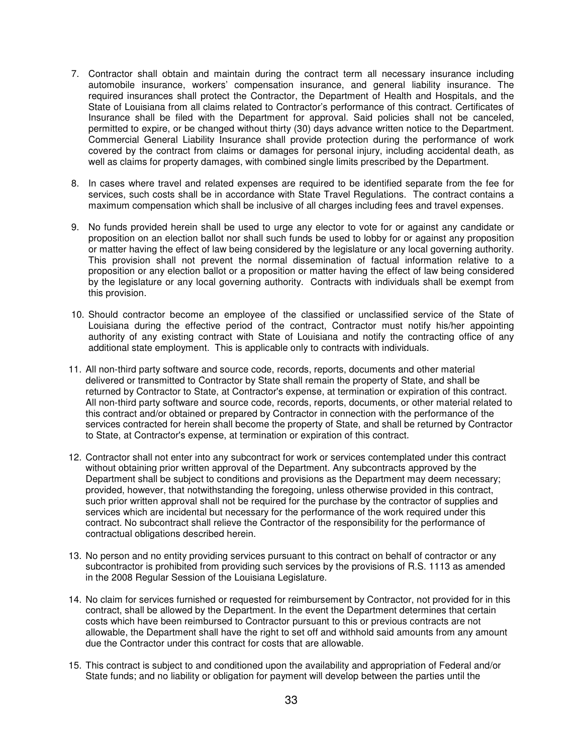7. Contractor shall obtain and maintain during the contract term all necessary insurance including automobile insurance, workers' compensation insurance, and general liability insurance. The required insurances shall protect the Contractor, the Department of Health and Hospitals, and the State of Louisiana from all claims related to Contractor's performance of this contract. Certificates of Insurance shall be filed with the Department for approval. Said policies shall not be canceled, permitted to expire, or be changed without thirty (30) days advance written notice to the Department. Commercial General Liability Insurance shall provide protection during the performance of work covered by the contract from claims or damages for personal injury, including accidental death, as well as claims for property damages, with combined single limits prescribed by the Department.

8. In cases where travel and related expenses are required to be identified separate from the fee for services, such costs shall be in accordance with State Travel Regulations. The contract contains a maximum compensation which shall be inclusive of all charges including fees and travel expenses.

9. No funds provided herein shall be used to urge any elector to vote for or against any candidate or proposition on an election ballot nor shall such funds be used to lobby for or against any proposition or matter having the effect of law being considered by the legislature or any local governing authority. This provision shall not prevent the normal dissemination of factual information relative to a proposition or any election ballot or a proposition or matter having the effect of law being considered by the legislature or any local governing authority. Contracts with individuals shall be exempt from this provision.

10. Should contractor become an employee of the classified or unclassified service of the State of Louisiana during the effective period of the contract, Contractor must notify his/her appointing authority of any existing contract with State of Louisiana and notify the contracting office of any additional state employment. This is applicable only to contracts with individuals.

11. All non-third party software and source code, records, reports, documents and other material delivered or transmitted to Contractor by State shall remain the property of State, and shall be returned by Contractor to State, at Contractor's expense, at termination or expiration of this contract. All non-third party software and source code, records, reports, documents, or other material related to this contract and/or obtained or prepared by Contractor in connection with the performance of the services contracted for herein shall become the property of State, and shall be returned by Contractor to State, at Contractor's expense, at termination or expiration of this contract.

12. Contractor shall not enter into any subcontract for work or services contemplated under this contract without obtaining prior written approval of the Department. Any subcontracts approved by the Department shall be subject to conditions and provisions as the Department may deem necessary; provided, however, that notwithstanding the foregoing, unless otherwise provided in this contract, such prior written approval shall not be required for the purchase by the contractor of supplies and services which are incidental but necessary for the performance of the work required under this contract. No subcontract shall relieve the Contractor of the responsibility for the performance of contractual obligations described herein.

13. No person and no entity providing services pursuant to this contract on behalf of contractor or any subcontractor is prohibited from providing such services by the provisions of R.S. 1113 as amended in the 2008 Regular Session of the Louisiana Legislature.

14. No claim for services furnished or requested for reimbursement by Contractor, not provided for in this contract, shall be allowed by the Department. In the event the Department determines that certain costs which have been reimbursed to Contractor pursuant to this or previous contracts are not allowable, the Department shall have the right to set off and withhold said amounts from any amount due the Contractor under this contract for costs that are allowable.

15. This contract is subject to and conditioned upon the availability and appropriation of Federal and/or State funds; and no liability or obligation for payment will develop between the parties until the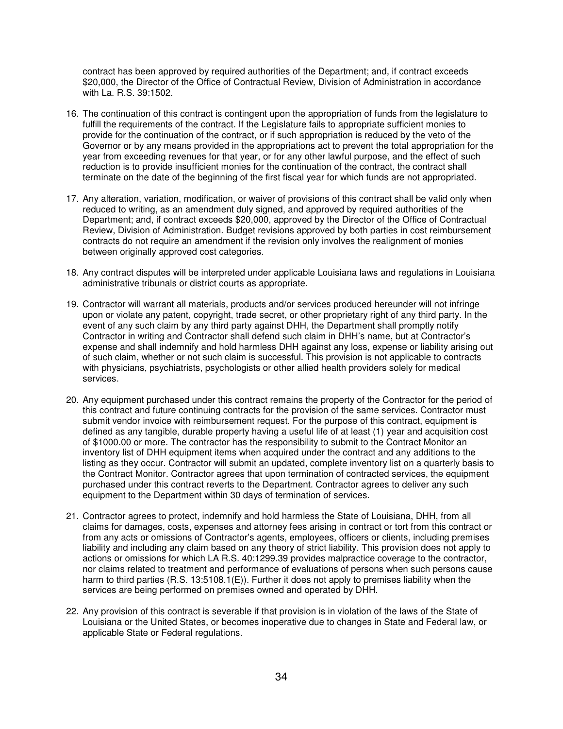contract has been approved by required authorities of the Department; and, if contract exceeds $20,000, the Director of the Office of Contractual Review, Division of Administration in accordance with La. R.S. 39:1502.

16. The continuation of this contract is contingent upon the appropriation of funds from the legislature to fulfill the requirements of the contract. If the Legislature fails to appropriate sufficient monies to provide for the continuation of the contract, or if such appropriation is reduced by the veto of the Governor or by any means provided in the appropriations act to prevent the total appropriation for the year from exceeding revenues for that year, or for any other lawful purpose, and the effect of such reduction is to provide insufficient monies for the continuation of the contract, the contract shall terminate on the date of the beginning of the first fiscal year for which funds are not appropriated.

17. Any alteration, variation, modification, or waiver of provisions of this contract shall be valid only when reduced to writing, as an amendment duly signed, and approved by required authorities of the Department; and, if contract exceeds $20,000, approved by the Director of the Office of Contractual Review, Division of Administration. Budget revisions approved by both parties in cost reimbursement contracts do not require an amendment if the revision only involves the realignment of monies between originally approved cost categories.

18. Any contract disputes will be interpreted under applicable Louisiana laws and regulations in Louisiana administrative tribunals or district courts as appropriate.

19. Contractor will warrant all materials, products and/or services produced hereunder will not infringe upon or violate any patent, copyright, trade secret, or other proprietary right of any third party. In the event of any such claim by any third party against DHH, the Department shall promptly notify Contractor in writing and Contractor shall defend such claim in DHH's name, but at Contractor's expense and shall indemnify and hold harmless DHH against any loss, expense or liability arising out of such claim, whether or not such claim is successful. This provision is not applicable to contracts with physicians, psychiatrists, psychologists or other allied health providers solely for medical services.

20. Any equipment purchased under this contract remains the property of the Contractor for the period of this contract and future continuing contracts for the provision of the same services. Contractor must submit vendor invoice with reimbursement request. For the purpose of this contract, equipment is defined as any tangible, durable property having a useful life of at least (1) year and acquisition cost of $1000.00 or more. The contractor has the responsibility to submit to the Contract Monitor an inventory list of DHH equipment items when acquired under the contract and any additions to the listing as they occur. Contractor will submit an updated, complete inventory list on a quarterly basis to the Contract Monitor. Contractor agrees that upon termination of contracted services, the equipment purchased under this contract reverts to the Department. Contractor agrees to deliver any such equipment to the Department within 30 days of termination of services.

21. Contractor agrees to protect, indemnify and hold harmless the State of Louisiana, DHH, from all claims for damages, costs, expenses and attorney fees arising in contract or tort from this contract or from any acts or omissions of Contractor's agents, employees, officers or clients, including premises liability and including any claim based on any theory of strict liability. This provision does not apply to actions or omissions for which LA R.S. 40:1299.39 provides malpractice coverage to the contractor, nor claims related to treatment and performance of evaluations of persons when such persons cause harm to third parties (R.S. 13:5108.1(E)). Further it does not apply to premises liability when the services are being performed on premises owned and operated by DHH.

22. Any provision of this contract is severable if that provision is in violation of the laws of the State of Louisiana or the United States, or becomes inoperative due to changes in State and Federal law, or applicable State or Federal regulations.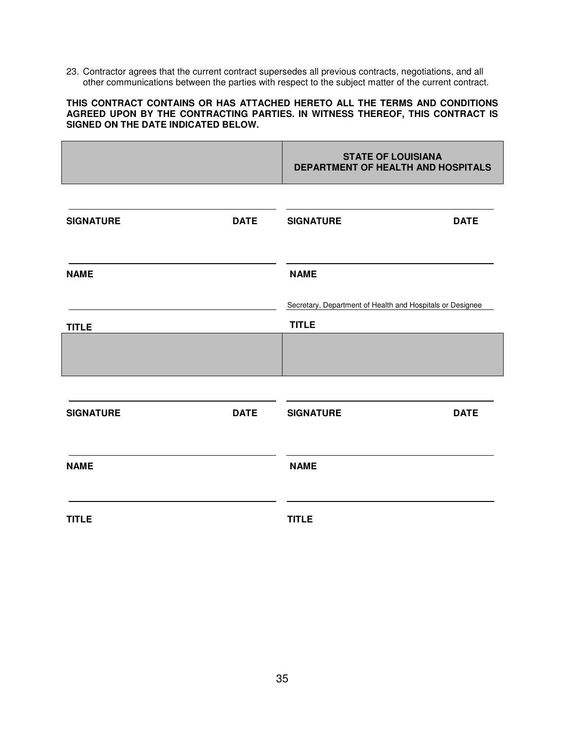23. Contractor agrees that the current contract supersedes all previous contracts, negotiations, and all other communications between the parties with respect to the subject matter of the current contract.

**THIS CONTRACT CONTAINS OR HAS ATTACHED HERETO ALL THE TERMS AND CONDITIONS AGREED UPON BY THE CONTRACTING PARTIES. IN WITNESS THEREOF, THIS CONTRACT IS SIGNED ON THE DATE INDICATED BELOW.**

| | **STATE OF LOUISIANA DEPARTMENT OF HEALTH AND HOSPITALS** |
|---|---|
| **SIGNATURE** **DATE** | **SIGNATURE** **DATE** |
| **NAME** | **NAME** |
| **TITLE** | Secretary, Department of Health and Hospitals or Designee<br>**TITLE** |
| | |
| **SIGNATURE** **DATE** | **SIGNATURE** **DATE** |
| **NAME** | **NAME** |
| **TITLE** | **TITLE** |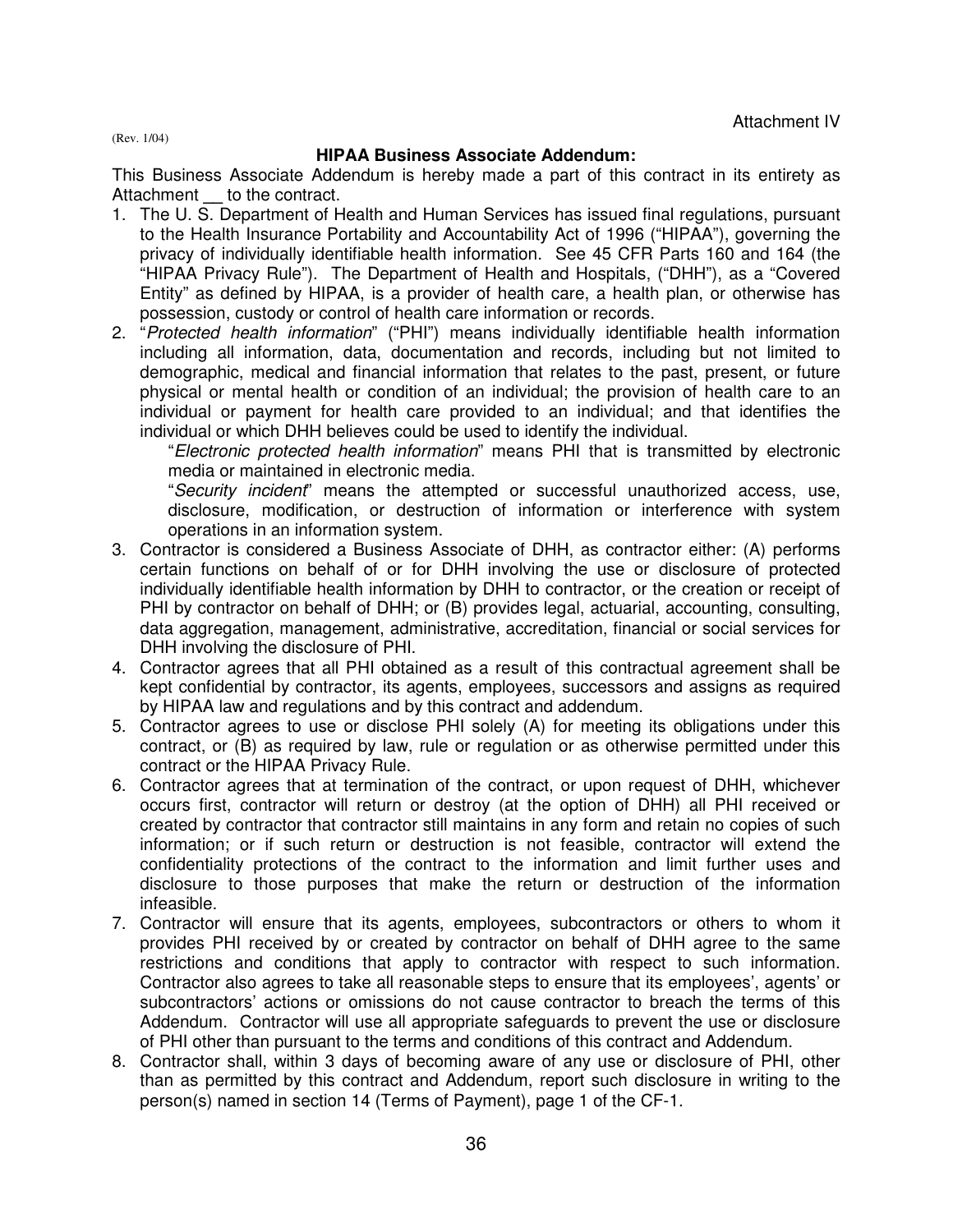Attachment IV

(Rev. 1/04)

**HIPAA Business Associate Addendum:**

This Business Associate Addendum is hereby made a part of this contract in its entirety as Attachment __ to the contract.

1. The U. S. Department of Health and Human Services has issued final regulations, pursuant to the Health Insurance Portability and Accountability Act of 1996 ("HIPAA"), governing the privacy of individually identifiable health information. See 45 CFR Parts 160 and 164 (the "HIPAA Privacy Rule"). The Department of Health and Hospitals, ("DHH"), as a "Covered Entity" as defined by HIPAA, is a provider of health care, a health plan, or otherwise has possession, custody or control of health care information or records.
2. "*Protected health information*" ("PHI") means individually identifiable health information including all information, data, documentation and records, including but not limited to demographic, medical and financial information that relates to the past, present, or future physical or mental health or condition of an individual; the provision of health care to an individual or payment for health care provided to an individual; and that identifies the individual or which DHH believes could be used to identify the individual.

   "*Electronic protected health information*" means PHI that is transmitted by electronic media or maintained in electronic media.

   "*Security incident*" means the attempted or successful unauthorized access, use, disclosure, modification, or destruction of information or interference with system operations in an information system.
3. Contractor is considered a Business Associate of DHH, as contractor either: (A) performs certain functions on behalf of or for DHH involving the use or disclosure of protected individually identifiable health information by DHH to contractor, or the creation or receipt of PHI by contractor on behalf of DHH; or (B) provides legal, actuarial, accounting, consulting, data aggregation, management, administrative, accreditation, financial or social services for DHH involving the disclosure of PHI.
4. Contractor agrees that all PHI obtained as a result of this contractual agreement shall be kept confidential by contractor, its agents, employees, successors and assigns as required by HIPAA law and regulations and by this contract and addendum.
5. Contractor agrees to use or disclose PHI solely (A) for meeting its obligations under this contract, or (B) as required by law, rule or regulation or as otherwise permitted under this contract or the HIPAA Privacy Rule.
6. Contractor agrees that at termination of the contract, or upon request of DHH, whichever occurs first, contractor will return or destroy (at the option of DHH) all PHI received or created by contractor that contractor still maintains in any form and retain no copies of such information; or if such return or destruction is not feasible, contractor will extend the confidentiality protections of the contract to the information and limit further uses and disclosure to those purposes that make the return or destruction of the information infeasible.
7. Contractor will ensure that its agents, employees, subcontractors or others to whom it provides PHI received by or created by contractor on behalf of DHH agree to the same restrictions and conditions that apply to contractor with respect to such information. Contractor also agrees to take all reasonable steps to ensure that its employees', agents' or subcontractors' actions or omissions do not cause contractor to breach the terms of this Addendum. Contractor will use all appropriate safeguards to prevent the use or disclosure of PHI other than pursuant to the terms and conditions of this contract and Addendum.
8. Contractor shall, within 3 days of becoming aware of any use or disclosure of PHI, other than as permitted by this contract and Addendum, report such disclosure in writing to the person(s) named in section 14 (Terms of Payment), page 1 of the CF-1.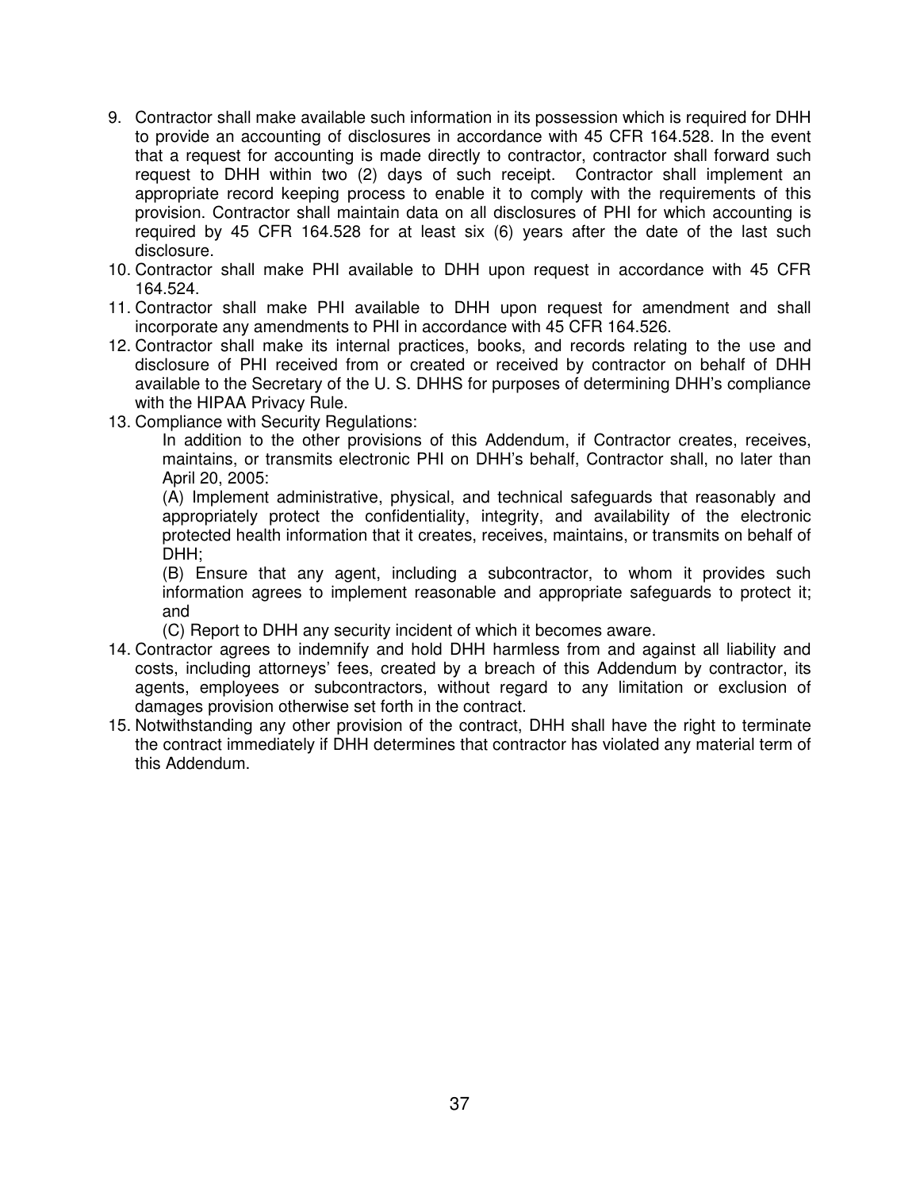9. Contractor shall make available such information in its possession which is required for DHH to provide an accounting of disclosures in accordance with 45 CFR 164.528. In the event that a request for accounting is made directly to contractor, contractor shall forward such request to DHH within two (2) days of such receipt. Contractor shall implement an appropriate record keeping process to enable it to comply with the requirements of this provision. Contractor shall maintain data on all disclosures of PHI for which accounting is required by 45 CFR 164.528 for at least six (6) years after the date of the last such disclosure.
10. Contractor shall make PHI available to DHH upon request in accordance with 45 CFR 164.524.
11. Contractor shall make PHI available to DHH upon request for amendment and shall incorporate any amendments to PHI in accordance with 45 CFR 164.526.
12. Contractor shall make its internal practices, books, and records relating to the use and disclosure of PHI received from or created or received by contractor on behalf of DHH available to the Secretary of the U. S. DHHS for purposes of determining DHH's compliance with the HIPAA Privacy Rule.
13. Compliance with Security Regulations:

    In addition to the other provisions of this Addendum, if Contractor creates, receives, maintains, or transmits electronic PHI on DHH's behalf, Contractor shall, no later than April 20, 2005:

    (A) Implement administrative, physical, and technical safeguards that reasonably and appropriately protect the confidentiality, integrity, and availability of the electronic protected health information that it creates, receives, maintains, or transmits on behalf of DHH;

    (B) Ensure that any agent, including a subcontractor, to whom it provides such information agrees to implement reasonable and appropriate safeguards to protect it; and

    (C) Report to DHH any security incident of which it becomes aware.
14. Contractor agrees to indemnify and hold DHH harmless from and against all liability and costs, including attorneys' fees, created by a breach of this Addendum by contractor, its agents, employees or subcontractors, without regard to any limitation or exclusion of damages provision otherwise set forth in the contract.
15. Notwithstanding any other provision of the contract, DHH shall have the right to terminate the contract immediately if DHH determines that contractor has violated any material term of this Addendum.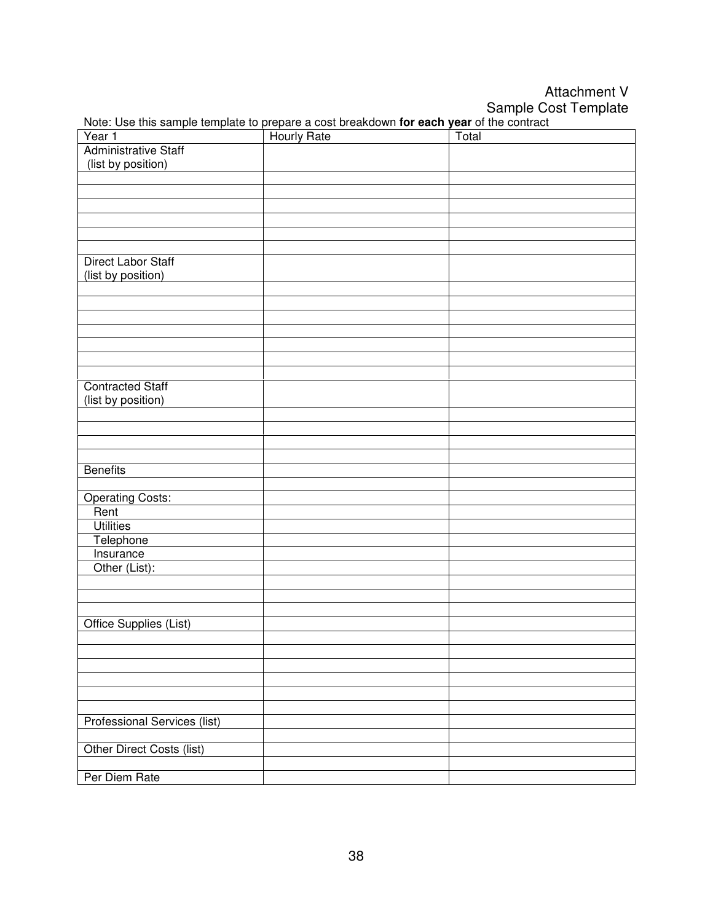Attachment V
Sample Cost Template

Note: Use this sample template to prepare a cost breakdown **for each year** of the contract

| Year 1 | Hourly Rate | Total |
|---|---|---|
| Administrative Staff (list by position) | | |
| | | |
| | | |
| | | |
| | | |
| | | |
| | | |
| Direct Labor Staff (list by position) | | |
| | | |
| | | |
| | | |
| | | |
| | | |
| | | |
| | | |
| Contracted Staff (list by position) | | |
| | | |
| | | |
| | | |
| | | |
| Benefits | | |
| | | |
| Operating Costs: | | |
| Rent | | |
| Utilities | | |
| Telephone | | |
| Insurance | | |
| Other (List): | | |
| | | |
| | | |
| | | |
| Office Supplies (List) | | |
| | | |
| | | |
| | | |
| | | |
| | | |
| | | |
| Professional Services (list) | | |
| | | |
| Other Direct Costs (list) | | |
| | | |
| Per Diem Rate | | |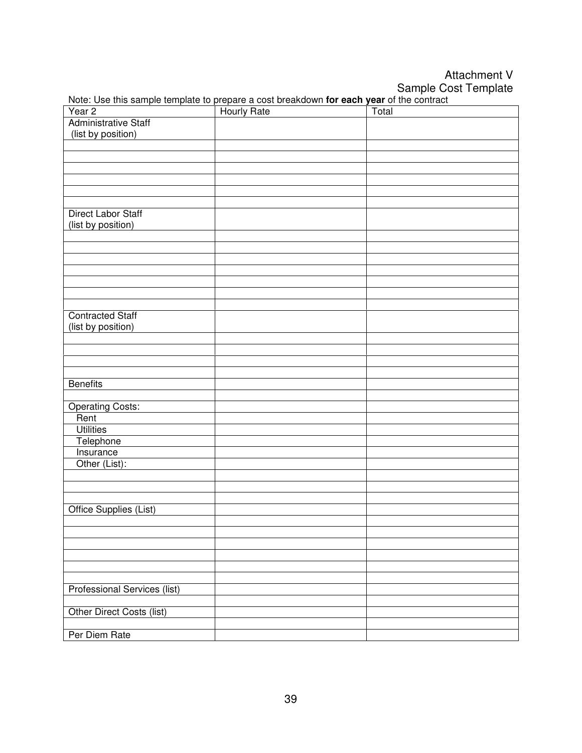Attachment V
Sample Cost Template

Note: Use this sample template to prepare a cost breakdown **for each year** of the contract

| Year 2 | Hourly Rate | Total |
|---|---|---|
| Administrative Staff (list by position) | | |
| | | |
| | | |
| | | |
| | | |
| | | |
| | | |
| Direct Labor Staff (list by position) | | |
| | | |
| | | |
| | | |
| | | |
| | | |
| | | |
| | | |
| Contracted Staff (list by position) | | |
| | | |
| | | |
| | | |
| | | |
| Benefits | | |
| | | |
| Operating Costs: | | |
| Rent | | |
| Utilities | | |
| Telephone | | |
| Insurance | | |
| Other (List): | | |
| | | |
| | | |
| | | |
| Office Supplies (List) | | |
| | | |
| | | |
| | | |
| | | |
| | | |
| | | |
| Professional Services (list) | | |
| | | |
| Other Direct Costs (list) | | |
| | | |
| Per Diem Rate | | |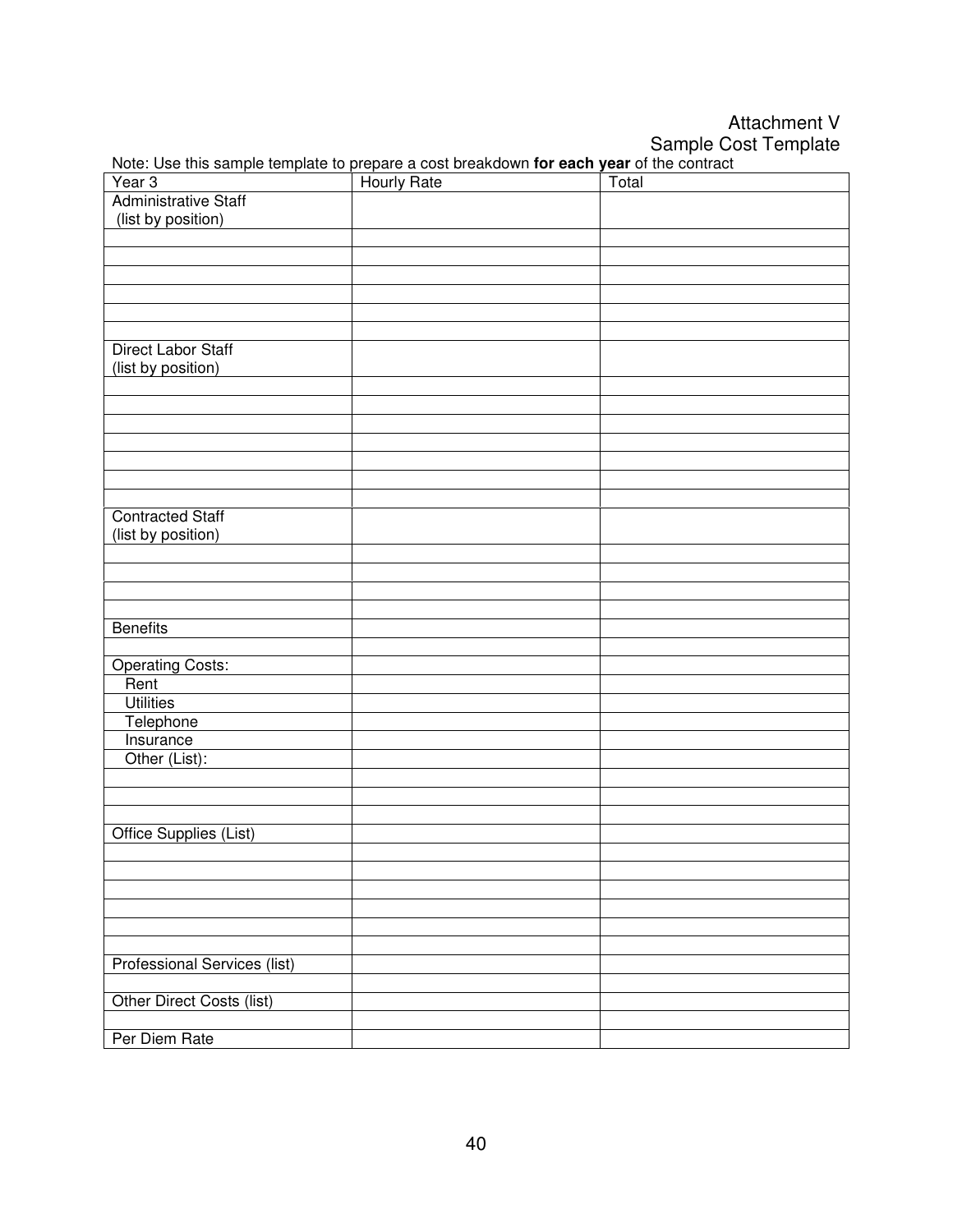Attachment V
Sample Cost Template

Note: Use this sample template to prepare a cost breakdown **for each year** of the contract

| Year 3 | Hourly Rate | Total |
|---|---|---|
| Administrative Staff (list by position) | | |
| | | |
| | | |
| | | |
| | | |
| | | |
| | | |
| Direct Labor Staff (list by position) | | |
| | | |
| | | |
| | | |
| | | |
| | | |
| | | |
| | | |
| Contracted Staff (list by position) | | |
| | | |
| | | |
| | | |
| | | |
| Benefits | | |
| | | |
| Operating Costs: | | |
| Rent | | |
| Utilities | | |
| Telephone | | |
| Insurance | | |
| Other (List): | | |
| | | |
| | | |
| | | |
| Office Supplies (List) | | |
| | | |
| | | |
| | | |
| | | |
| | | |
| | | |
| Professional Services (list) | | |
| | | |
| Other Direct Costs (list) | | |
| | | |
| Per Diem Rate | | |